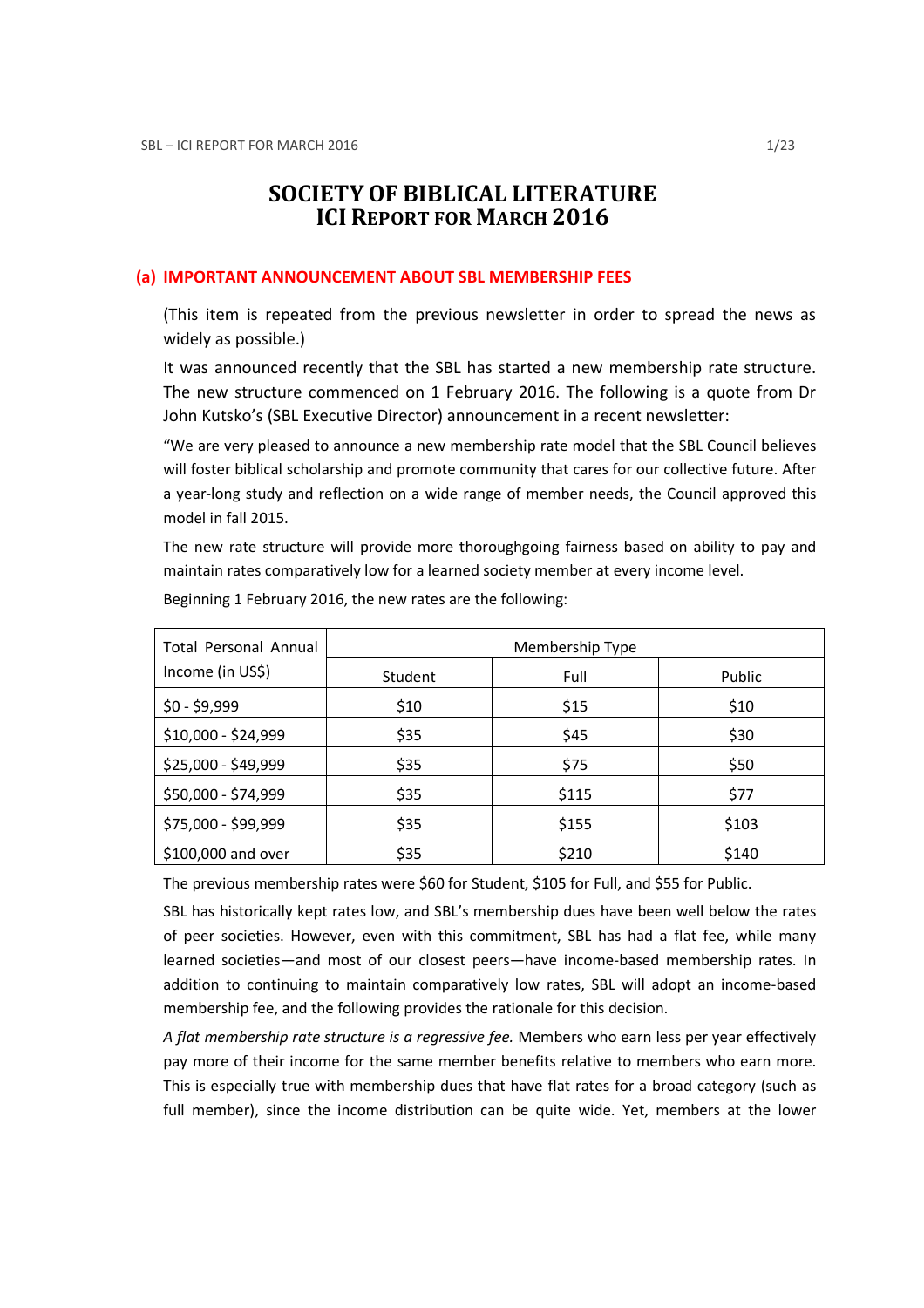# SOCIETY OF BIBLICAL LITERATURE
# ICI REPORT FOR MARCH 2016

## (a) IMPORTANT ANNOUNCEMENT ABOUT SBL MEMBERSHIP FEES

(This item is repeated from the previous newsletter in order to spread the news as widely as possible.)

It was announced recently that the SBL has started a new membership rate structure. The new structure commenced on 1 February 2016. The following is a quote from Dr John Kutsko's (SBL Executive Director) announcement in a recent newsletter:

"We are very pleased to announce a new membership rate model that the SBL Council believes will foster biblical scholarship and promote community that cares for our collective future. After a year-long study and reflection on a wide range of member needs, the Council approved this model in fall 2015.

The new rate structure will provide more thoroughgoing fairness based on ability to pay and maintain rates comparatively low for a learned society member at every income level.

Beginning 1 February 2016, the new rates are the following:

| Total Personal Annual Income (in US$) | Membership Type | | |
|---|---|---|---|
| | Student | Full | Public |
| $0 - $9,999 | $10 | $15 | $10 |
| $10,000 - $24,999 | $35 | $45 | $30 |
| $25,000 - $49,999 | $35 | $75 | $50 |
| $50,000 - $74,999 | $35 | $115 | $77 |
| $75,000 - $99,999 | $35 | $155 | $103 |
| $100,000 and over | $35 | $210 | $140 |

The previous membership rates were $60 for Student, $105 for Full, and $55 for Public.

SBL has historically kept rates low, and SBL's membership dues have been well below the rates of peer societies. However, even with this commitment, SBL has had a flat fee, while many learned societies—and most of our closest peers—have income-based membership rates. In addition to continuing to maintain comparatively low rates, SBL will adopt an income-based membership fee, and the following provides the rationale for this decision.

*A flat membership rate structure is a regressive fee.* Members who earn less per year effectively pay more of their income for the same member benefits relative to members who earn more. This is especially true with membership dues that have flat rates for a broad category (such as full member), since the income distribution can be quite wide. Yet, members at the lower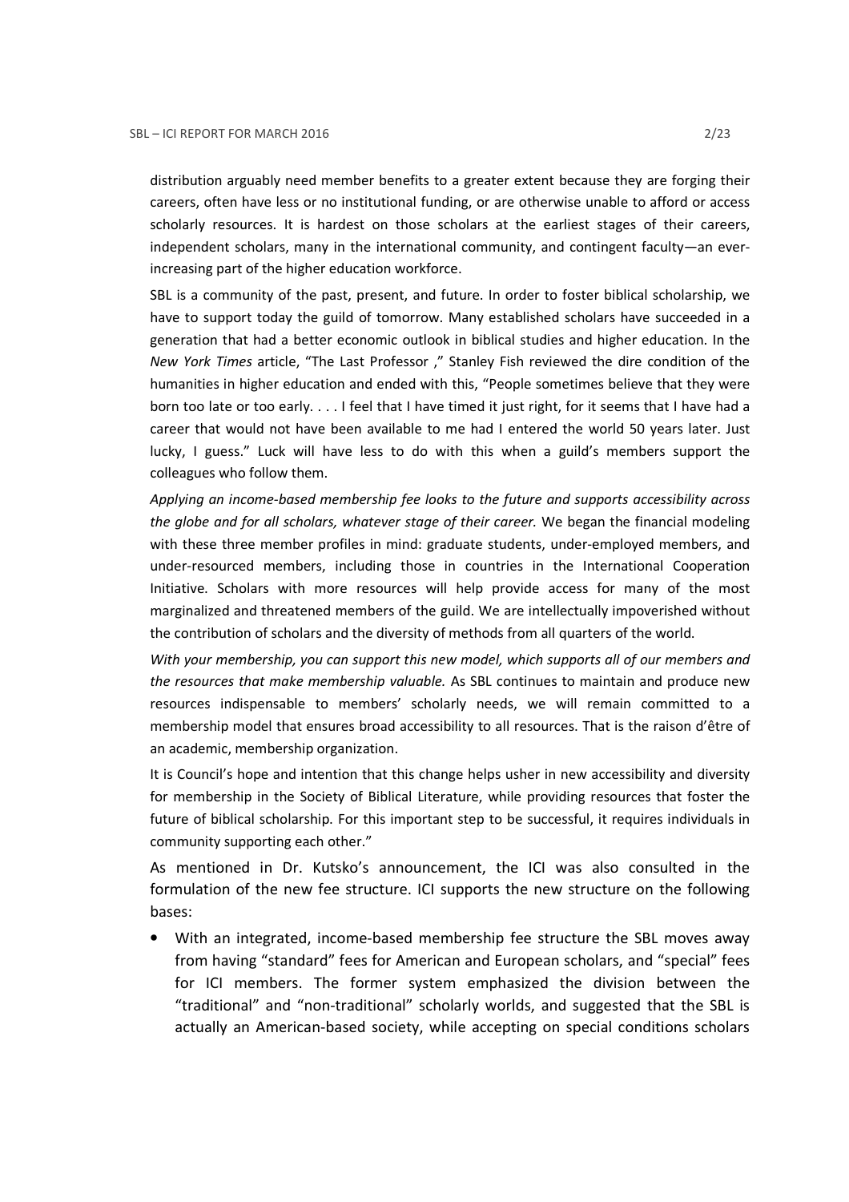distribution arguably need member benefits to a greater extent because they are forging their careers, often have less or no institutional funding, or are otherwise unable to afford or access scholarly resources. It is hardest on those scholars at the earliest stages of their careers, independent scholars, many in the international community, and contingent faculty—an ever-increasing part of the higher education workforce.

SBL is a community of the past, present, and future. In order to foster biblical scholarship, we have to support today the guild of tomorrow. Many established scholars have succeeded in a generation that had a better economic outlook in biblical studies and higher education. In the *New York Times* article, "The Last Professor ," Stanley Fish reviewed the dire condition of the humanities in higher education and ended with this, "People sometimes believe that they were born too late or too early. . . . I feel that I have timed it just right, for it seems that I have had a career that would not have been available to me had I entered the world 50 years later. Just lucky, I guess." Luck will have less to do with this when a guild's members support the colleagues who follow them.

*Applying an income-based membership fee looks to the future and supports accessibility across the globe and for all scholars, whatever stage of their career.* We began the financial modeling with these three member profiles in mind: graduate students, under-employed members, and under-resourced members, including those in countries in the International Cooperation Initiative. Scholars with more resources will help provide access for many of the most marginalized and threatened members of the guild. We are intellectually impoverished without the contribution of scholars and the diversity of methods from all quarters of the world.

*With your membership, you can support this new model, which supports all of our members and the resources that make membership valuable.* As SBL continues to maintain and produce new resources indispensable to members' scholarly needs, we will remain committed to a membership model that ensures broad accessibility to all resources. That is the raison d'être of an academic, membership organization.

It is Council's hope and intention that this change helps usher in new accessibility and diversity for membership in the Society of Biblical Literature, while providing resources that foster the future of biblical scholarship. For this important step to be successful, it requires individuals in community supporting each other."

As mentioned in Dr. Kutsko's announcement, the ICI was also consulted in the formulation of the new fee structure. ICI supports the new structure on the following bases:

- With an integrated, income-based membership fee structure the SBL moves away from having "standard" fees for American and European scholars, and "special" fees for ICI members. The former system emphasized the division between the "traditional" and "non-traditional" scholarly worlds, and suggested that the SBL is actually an American-based society, while accepting on special conditions scholars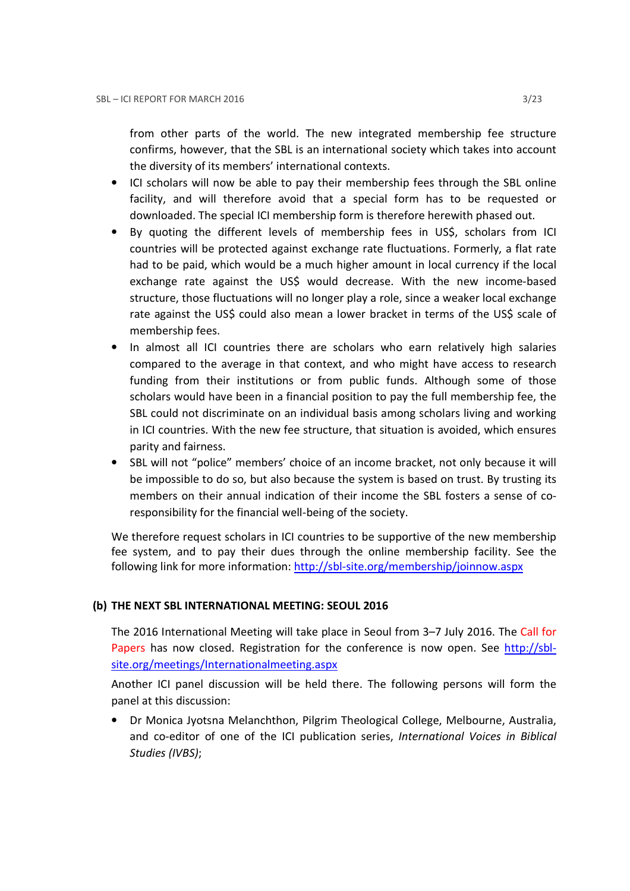from other parts of the world. The new integrated membership fee structure confirms, however, that the SBL is an international society which takes into account the diversity of its members' international contexts.

- ICI scholars will now be able to pay their membership fees through the SBL online facility, and will therefore avoid that a special form has to be requested or downloaded. The special ICI membership form is therefore herewith phased out.
- By quoting the different levels of membership fees in US$, scholars from ICI countries will be protected against exchange rate fluctuations. Formerly, a flat rate had to be paid, which would be a much higher amount in local currency if the local exchange rate against the US$ would decrease. With the new income-based structure, those fluctuations will no longer play a role, since a weaker local exchange rate against the US$ could also mean a lower bracket in terms of the US$ scale of membership fees.
- In almost all ICI countries there are scholars who earn relatively high salaries compared to the average in that context, and who might have access to research funding from their institutions or from public funds. Although some of those scholars would have been in a financial position to pay the full membership fee, the SBL could not discriminate on an individual basis among scholars living and working in ICI countries. With the new fee structure, that situation is avoided, which ensures parity and fairness.
- SBL will not "police" members' choice of an income bracket, not only because it will be impossible to do so, but also because the system is based on trust. By trusting its members on their annual indication of their income the SBL fosters a sense of co-responsibility for the financial well-being of the society.

We therefore request scholars in ICI countries to be supportive of the new membership fee system, and to pay their dues through the online membership facility. See the following link for more information: http://sbl-site.org/membership/joinnow.aspx

### (b) THE NEXT SBL INTERNATIONAL MEETING: SEOUL 2016

The 2016 International Meeting will take place in Seoul from 3–7 July 2016. The Call for Papers has now closed. Registration for the conference is now open. See http://sbl-site.org/meetings/Internationalmeeting.aspx

Another ICI panel discussion will be held there. The following persons will form the panel at this discussion:

- Dr Monica Jyotsna Melanchthon, Pilgrim Theological College, Melbourne, Australia, and co-editor of one of the ICI publication series, *International Voices in Biblical Studies (IVBS)*;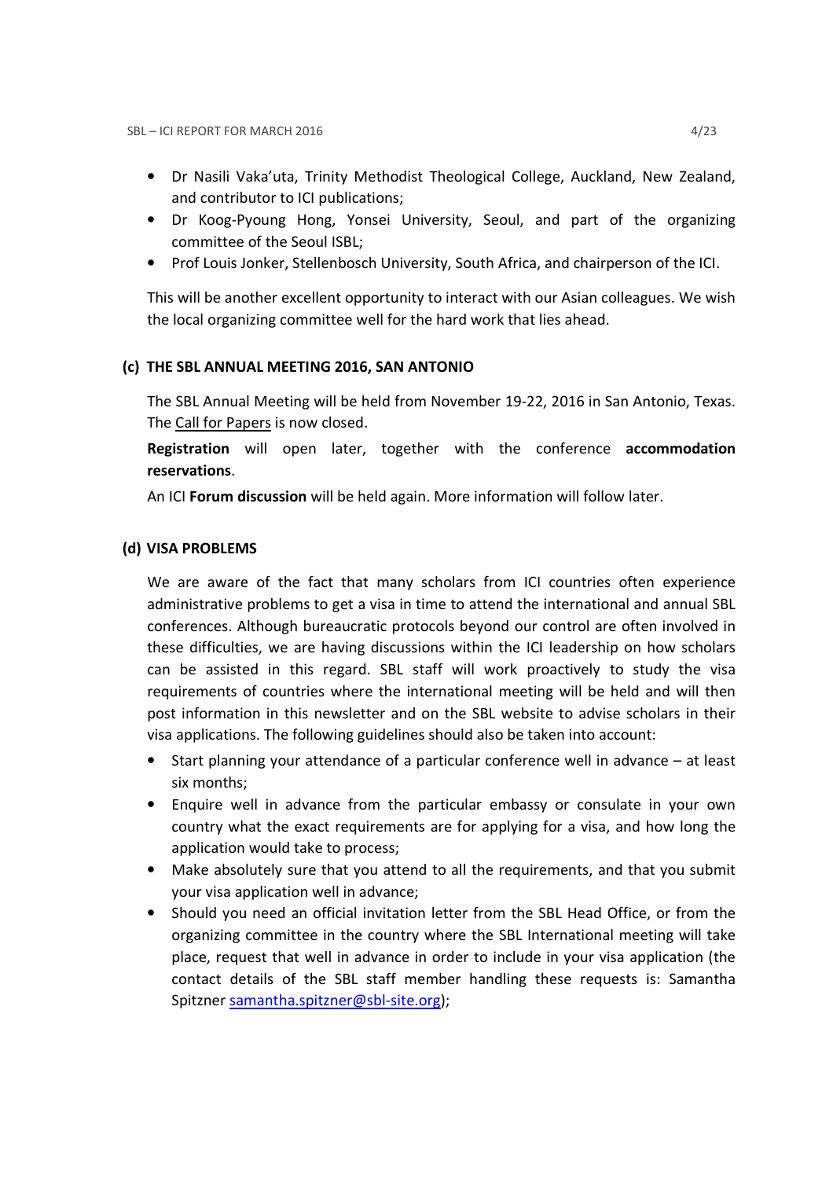- Dr Nasili Vaka'uta, Trinity Methodist Theological College, Auckland, New Zealand, and contributor to ICI publications;
- Dr Koog-Pyoung Hong, Yonsei University, Seoul, and part of the organizing committee of the Seoul ISBL;
- Prof Louis Jonker, Stellenbosch University, South Africa, and chairperson of the ICI.

This will be another excellent opportunity to interact with our Asian colleagues. We wish the local organizing committee well for the hard work that lies ahead.

### (c) THE SBL ANNUAL MEETING 2016, SAN ANTONIO

The SBL Annual Meeting will be held from November 19-22, 2016 in San Antonio, Texas. The Call for Papers is now closed.

**Registration** will open later, together with the conference **accommodation reservations**.

An ICI **Forum discussion** will be held again. More information will follow later.

### (d) VISA PROBLEMS

We are aware of the fact that many scholars from ICI countries often experience administrative problems to get a visa in time to attend the international and annual SBL conferences. Although bureaucratic protocols beyond our control are often involved in these difficulties, we are having discussions within the ICI leadership on how scholars can be assisted in this regard. SBL staff will work proactively to study the visa requirements of countries where the international meeting will be held and will then post information in this newsletter and on the SBL website to advise scholars in their visa applications. The following guidelines should also be taken into account:

- Start planning your attendance of a particular conference well in advance – at least six months;
- Enquire well in advance from the particular embassy or consulate in your own country what the exact requirements are for applying for a visa, and how long the application would take to process;
- Make absolutely sure that you attend to all the requirements, and that you submit your visa application well in advance;
- Should you need an official invitation letter from the SBL Head Office, or from the organizing committee in the country where the SBL International meeting will take place, request that well in advance in order to include in your visa application (the contact details of the SBL staff member handling these requests is: Samantha Spitzner samantha.spitzner@sbl-site.org);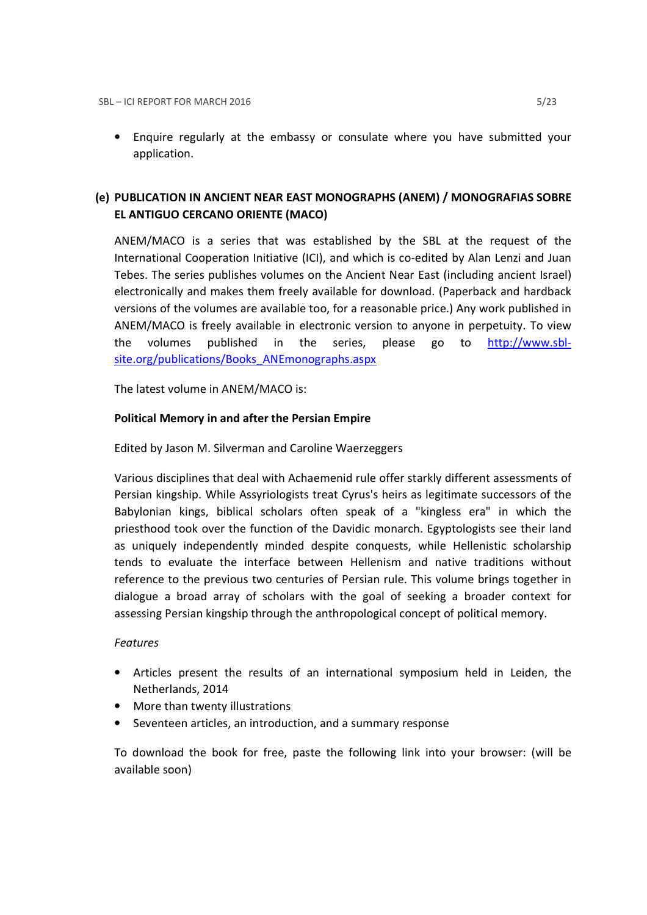- Enquire regularly at the embassy or consulate where you have submitted your application.

## (e) PUBLICATION IN ANCIENT NEAR EAST MONOGRAPHS (ANEM) / MONOGRAFIAS SOBRE EL ANTIGUO CERCANO ORIENTE (MACO)

ANEM/MACO is a series that was established by the SBL at the request of the International Cooperation Initiative (ICI), and which is co-edited by Alan Lenzi and Juan Tebes. The series publishes volumes on the Ancient Near East (including ancient Israel) electronically and makes them freely available for download. (Paperback and hardback versions of the volumes are available too, for a reasonable price.) Any work published in ANEM/MACO is freely available in electronic version to anyone in perpetuity. To view the volumes published in the series, please go to [http://www.sbl-site.org/publications/Books_ANEmonographs.aspx](http://www.sbl-site.org/publications/Books_ANEmonographs.aspx)

The latest volume in ANEM/MACO is:

**Political Memory in and after the Persian Empire**

Edited by Jason M. Silverman and Caroline Waerzeggers

Various disciplines that deal with Achaemenid rule offer starkly different assessments of Persian kingship. While Assyriologists treat Cyrus's heirs as legitimate successors of the Babylonian kings, biblical scholars often speak of a "kingless era" in which the priesthood took over the function of the Davidic monarch. Egyptologists see their land as uniquely independently minded despite conquests, while Hellenistic scholarship tends to evaluate the interface between Hellenism and native traditions without reference to the previous two centuries of Persian rule. This volume brings together in dialogue a broad array of scholars with the goal of seeking a broader context for assessing Persian kingship through the anthropological concept of political memory.

*Features*

- Articles present the results of an international symposium held in Leiden, the Netherlands, 2014
- More than twenty illustrations
- Seventeen articles, an introduction, and a summary response

To download the book for free, paste the following link into your browser: (will be available soon)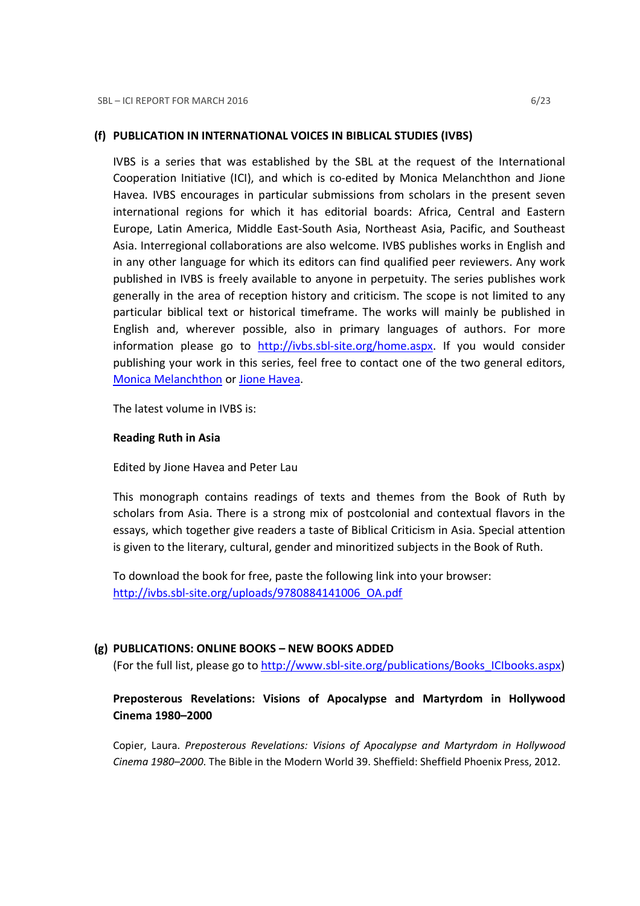## (f) PUBLICATION IN INTERNATIONAL VOICES IN BIBLICAL STUDIES (IVBS)

IVBS is a series that was established by the SBL at the request of the International Cooperation Initiative (ICI), and which is co-edited by Monica Melanchthon and Jione Havea. IVBS encourages in particular submissions from scholars in the present seven international regions for which it has editorial boards: Africa, Central and Eastern Europe, Latin America, Middle East-South Asia, Northeast Asia, Pacific, and Southeast Asia. Interregional collaborations are also welcome. IVBS publishes works in English and in any other language for which its editors can find qualified peer reviewers. Any work published in IVBS is freely available to anyone in perpetuity. The series publishes work generally in the area of reception history and criticism. The scope is not limited to any particular biblical text or historical timeframe. The works will mainly be published in English and, wherever possible, also in primary languages of authors. For more information please go to http://ivbs.sbl-site.org/home.aspx. If you would consider publishing your work in this series, feel free to contact one of the two general editors, Monica Melanchthon or Jione Havea.

The latest volume in IVBS is:

**Reading Ruth in Asia**

Edited by Jione Havea and Peter Lau

This monograph contains readings of texts and themes from the Book of Ruth by scholars from Asia. There is a strong mix of postcolonial and contextual flavors in the essays, which together give readers a taste of Biblical Criticism in Asia. Special attention is given to the literary, cultural, gender and minoritized subjects in the Book of Ruth.

To download the book for free, paste the following link into your browser:
http://ivbs.sbl-site.org/uploads/9780884141006_OA.pdf

## (g) PUBLICATIONS: ONLINE BOOKS – NEW BOOKS ADDED

(For the full list, please go to http://www.sbl-site.org/publications/Books_ICIbooks.aspx)

**Preposterous Revelations: Visions of Apocalypse and Martyrdom in Hollywood Cinema 1980–2000**

Copier, Laura. *Preposterous Revelations: Visions of Apocalypse and Martyrdom in Hollywood Cinema 1980–2000*. The Bible in the Modern World 39. Sheffield: Sheffield Phoenix Press, 2012.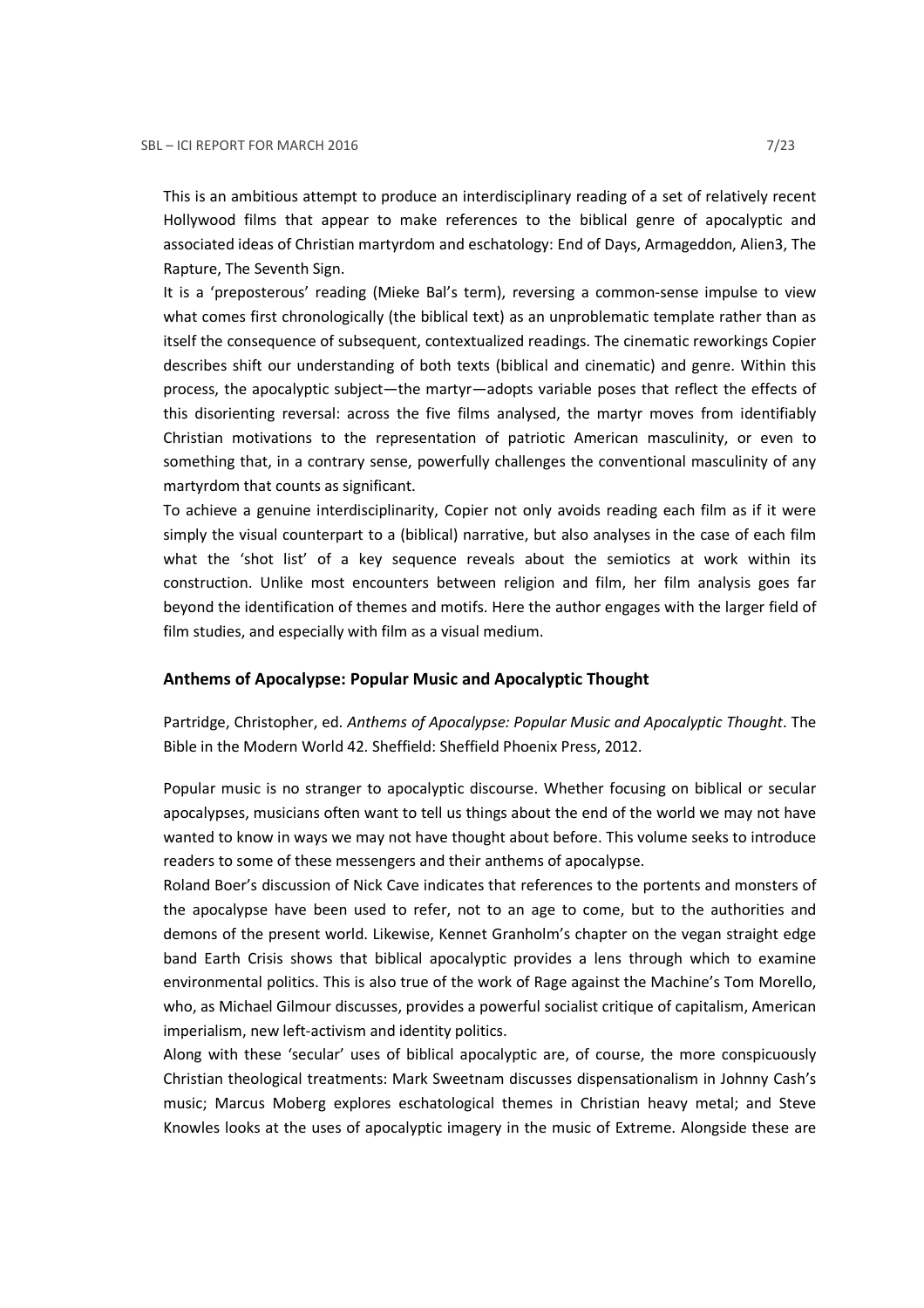This is an ambitious attempt to produce an interdisciplinary reading of a set of relatively recent Hollywood films that appear to make references to the biblical genre of apocalyptic and associated ideas of Christian martyrdom and eschatology: End of Days, Armageddon, Alien3, The Rapture, The Seventh Sign.

It is a 'preposterous' reading (Mieke Bal's term), reversing a common-sense impulse to view what comes first chronologically (the biblical text) as an unproblematic template rather than as itself the consequence of subsequent, contextualized readings. The cinematic reworkings Copier describes shift our understanding of both texts (biblical and cinematic) and genre. Within this process, the apocalyptic subject—the martyr—adopts variable poses that reflect the effects of this disorienting reversal: across the five films analysed, the martyr moves from identifiably Christian motivations to the representation of patriotic American masculinity, or even to something that, in a contrary sense, powerfully challenges the conventional masculinity of any martyrdom that counts as significant.

To achieve a genuine interdisciplinarity, Copier not only avoids reading each film as if it were simply the visual counterpart to a (biblical) narrative, but also analyses in the case of each film what the 'shot list' of a key sequence reveals about the semiotics at work within its construction. Unlike most encounters between religion and film, her film analysis goes far beyond the identification of themes and motifs. Here the author engages with the larger field of film studies, and especially with film as a visual medium.

### Anthems of Apocalypse: Popular Music and Apocalyptic Thought

Partridge, Christopher, ed. *Anthems of Apocalypse: Popular Music and Apocalyptic Thought*. The Bible in the Modern World 42. Sheffield: Sheffield Phoenix Press, 2012.

Popular music is no stranger to apocalyptic discourse. Whether focusing on biblical or secular apocalypses, musicians often want to tell us things about the end of the world we may not have wanted to know in ways we may not have thought about before. This volume seeks to introduce readers to some of these messengers and their anthems of apocalypse.

Roland Boer's discussion of Nick Cave indicates that references to the portents and monsters of the apocalypse have been used to refer, not to an age to come, but to the authorities and demons of the present world. Likewise, Kennet Granholm's chapter on the vegan straight edge band Earth Crisis shows that biblical apocalyptic provides a lens through which to examine environmental politics. This is also true of the work of Rage against the Machine's Tom Morello, who, as Michael Gilmour discusses, provides a powerful socialist critique of capitalism, American imperialism, new left-activism and identity politics.

Along with these 'secular' uses of biblical apocalyptic are, of course, the more conspicuously Christian theological treatments: Mark Sweetnam discusses dispensationalism in Johnny Cash's music; Marcus Moberg explores eschatological themes in Christian heavy metal; and Steve Knowles looks at the uses of apocalyptic imagery in the music of Extreme. Alongside these are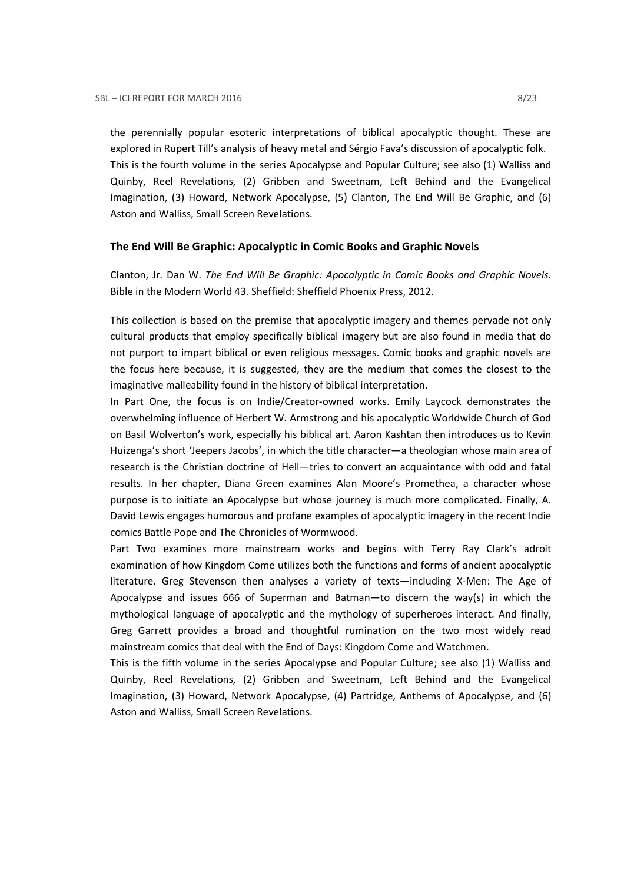the perennially popular esoteric interpretations of biblical apocalyptic thought. These are explored in Rupert Till's analysis of heavy metal and Sérgio Fava's discussion of apocalyptic folk. This is the fourth volume in the series Apocalypse and Popular Culture; see also (1) Walliss and Quinby, Reel Revelations, (2) Gribben and Sweetnam, Left Behind and the Evangelical Imagination, (3) Howard, Network Apocalypse, (5) Clanton, The End Will Be Graphic, and (6) Aston and Walliss, Small Screen Revelations.

### The End Will Be Graphic: Apocalyptic in Comic Books and Graphic Novels

Clanton, Jr. Dan W. *The End Will Be Graphic: Apocalyptic in Comic Books and Graphic Novels*. Bible in the Modern World 43. Sheffield: Sheffield Phoenix Press, 2012.

This collection is based on the premise that apocalyptic imagery and themes pervade not only cultural products that employ specifically biblical imagery but are also found in media that do not purport to impart biblical or even religious messages. Comic books and graphic novels are the focus here because, it is suggested, they are the medium that comes the closest to the imaginative malleability found in the history of biblical interpretation.

In Part One, the focus is on Indie/Creator-owned works. Emily Laycock demonstrates the overwhelming influence of Herbert W. Armstrong and his apocalyptic Worldwide Church of God on Basil Wolverton's work, especially his biblical art. Aaron Kashtan then introduces us to Kevin Huizenga's short 'Jeepers Jacobs', in which the title character—a theologian whose main area of research is the Christian doctrine of Hell—tries to convert an acquaintance with odd and fatal results. In her chapter, Diana Green examines Alan Moore's Promethea, a character whose purpose is to initiate an Apocalypse but whose journey is much more complicated. Finally, A. David Lewis engages humorous and profane examples of apocalyptic imagery in the recent Indie comics Battle Pope and The Chronicles of Wormwood.

Part Two examines more mainstream works and begins with Terry Ray Clark's adroit examination of how Kingdom Come utilizes both the functions and forms of ancient apocalyptic literature. Greg Stevenson then analyses a variety of texts—including X-Men: The Age of Apocalypse and issues 666 of Superman and Batman—to discern the way(s) in which the mythological language of apocalyptic and the mythology of superheroes interact. And finally, Greg Garrett provides a broad and thoughtful rumination on the two most widely read mainstream comics that deal with the End of Days: Kingdom Come and Watchmen.

This is the fifth volume in the series Apocalypse and Popular Culture; see also (1) Walliss and Quinby, Reel Revelations, (2) Gribben and Sweetnam, Left Behind and the Evangelical Imagination, (3) Howard, Network Apocalypse, (4) Partridge, Anthems of Apocalypse, and (6) Aston and Walliss, Small Screen Revelations.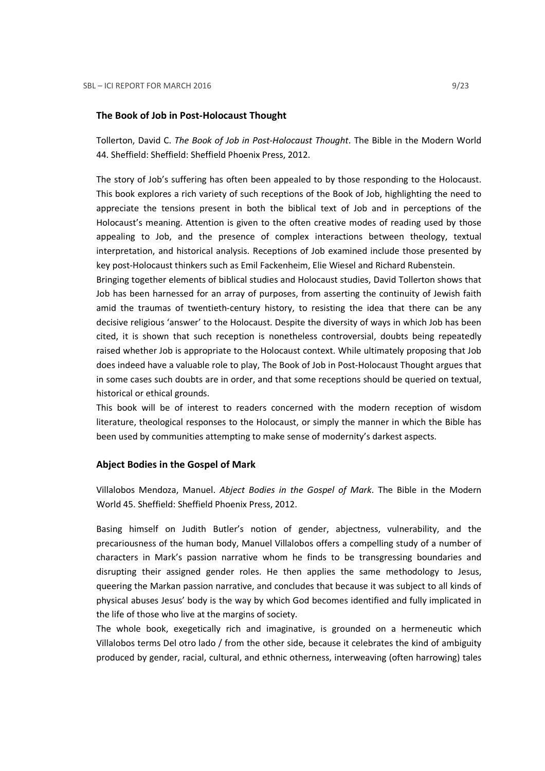### The Book of Job in Post-Holocaust Thought

Tollerton, David C. *The Book of Job in Post-Holocaust Thought*. The Bible in the Modern World 44. Sheffield: Sheffield: Sheffield Phoenix Press, 2012.

The story of Job's suffering has often been appealed to by those responding to the Holocaust. This book explores a rich variety of such receptions of the Book of Job, highlighting the need to appreciate the tensions present in both the biblical text of Job and in perceptions of the Holocaust's meaning. Attention is given to the often creative modes of reading used by those appealing to Job, and the presence of complex interactions between theology, textual interpretation, and historical analysis. Receptions of Job examined include those presented by key post-Holocaust thinkers such as Emil Fackenheim, Elie Wiesel and Richard Rubenstein.

Bringing together elements of biblical studies and Holocaust studies, David Tollerton shows that Job has been harnessed for an array of purposes, from asserting the continuity of Jewish faith amid the traumas of twentieth-century history, to resisting the idea that there can be any decisive religious 'answer' to the Holocaust. Despite the diversity of ways in which Job has been cited, it is shown that such reception is nonetheless controversial, doubts being repeatedly raised whether Job is appropriate to the Holocaust context. While ultimately proposing that Job does indeed have a valuable role to play, The Book of Job in Post-Holocaust Thought argues that in some cases such doubts are in order, and that some receptions should be queried on textual, historical or ethical grounds.

This book will be of interest to readers concerned with the modern reception of wisdom literature, theological responses to the Holocaust, or simply the manner in which the Bible has been used by communities attempting to make sense of modernity's darkest aspects.

### Abject Bodies in the Gospel of Mark

Villalobos Mendoza, Manuel. *Abject Bodies in the Gospel of Mark*. The Bible in the Modern World 45. Sheffield: Sheffield Phoenix Press, 2012.

Basing himself on Judith Butler's notion of gender, abjectness, vulnerability, and the precariousness of the human body, Manuel Villalobos offers a compelling study of a number of characters in Mark's passion narrative whom he finds to be transgressing boundaries and disrupting their assigned gender roles. He then applies the same methodology to Jesus, queering the Markan passion narrative, and concludes that because it was subject to all kinds of physical abuses Jesus' body is the way by which God becomes identified and fully implicated in the life of those who live at the margins of society.

The whole book, exegetically rich and imaginative, is grounded on a hermeneutic which Villalobos terms Del otro lado / from the other side, because it celebrates the kind of ambiguity produced by gender, racial, cultural, and ethnic otherness, interweaving (often harrowing) tales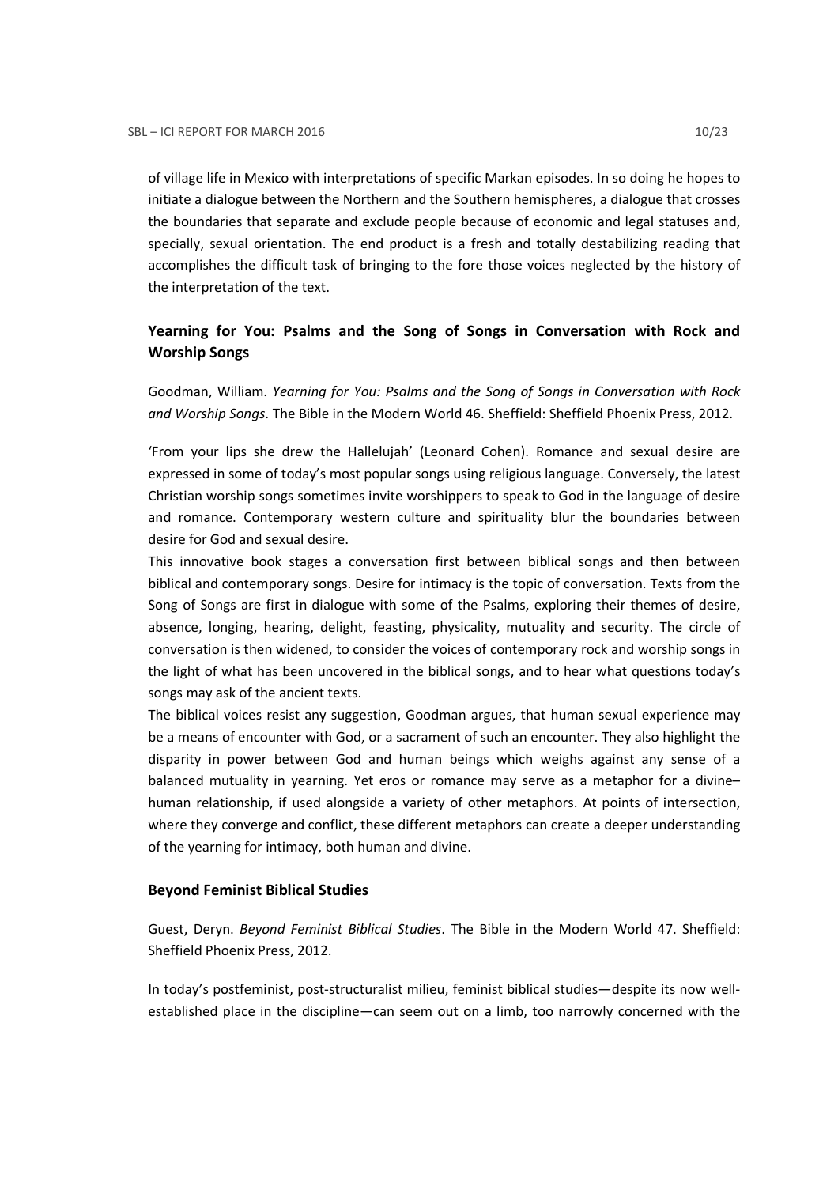of village life in Mexico with interpretations of specific Markan episodes. In so doing he hopes to initiate a dialogue between the Northern and the Southern hemispheres, a dialogue that crosses the boundaries that separate and exclude people because of economic and legal statuses and, specially, sexual orientation. The end product is a fresh and totally destabilizing reading that accomplishes the difficult task of bringing to the fore those voices neglected by the history of the interpretation of the text.

## Yearning for You: Psalms and the Song of Songs in Conversation with Rock and Worship Songs

Goodman, William. *Yearning for You: Psalms and the Song of Songs in Conversation with Rock and Worship Songs*. The Bible in the Modern World 46. Sheffield: Sheffield Phoenix Press, 2012.

'From your lips she drew the Hallelujah' (Leonard Cohen). Romance and sexual desire are expressed in some of today's most popular songs using religious language. Conversely, the latest Christian worship songs sometimes invite worshippers to speak to God in the language of desire and romance. Contemporary western culture and spirituality blur the boundaries between desire for God and sexual desire.

This innovative book stages a conversation first between biblical songs and then between biblical and contemporary songs. Desire for intimacy is the topic of conversation. Texts from the Song of Songs are first in dialogue with some of the Psalms, exploring their themes of desire, absence, longing, hearing, delight, feasting, physicality, mutuality and security. The circle of conversation is then widened, to consider the voices of contemporary rock and worship songs in the light of what has been uncovered in the biblical songs, and to hear what questions today's songs may ask of the ancient texts.

The biblical voices resist any suggestion, Goodman argues, that human sexual experience may be a means of encounter with God, or a sacrament of such an encounter. They also highlight the disparity in power between God and human beings which weighs against any sense of a balanced mutuality in yearning. Yet eros or romance may serve as a metaphor for a divine–human relationship, if used alongside a variety of other metaphors. At points of intersection, where they converge and conflict, these different metaphors can create a deeper understanding of the yearning for intimacy, both human and divine.

## Beyond Feminist Biblical Studies

Guest, Deryn. *Beyond Feminist Biblical Studies*. The Bible in the Modern World 47. Sheffield: Sheffield Phoenix Press, 2012.

In today's postfeminist, post-structuralist milieu, feminist biblical studies—despite its now well-established place in the discipline—can seem out on a limb, too narrowly concerned with the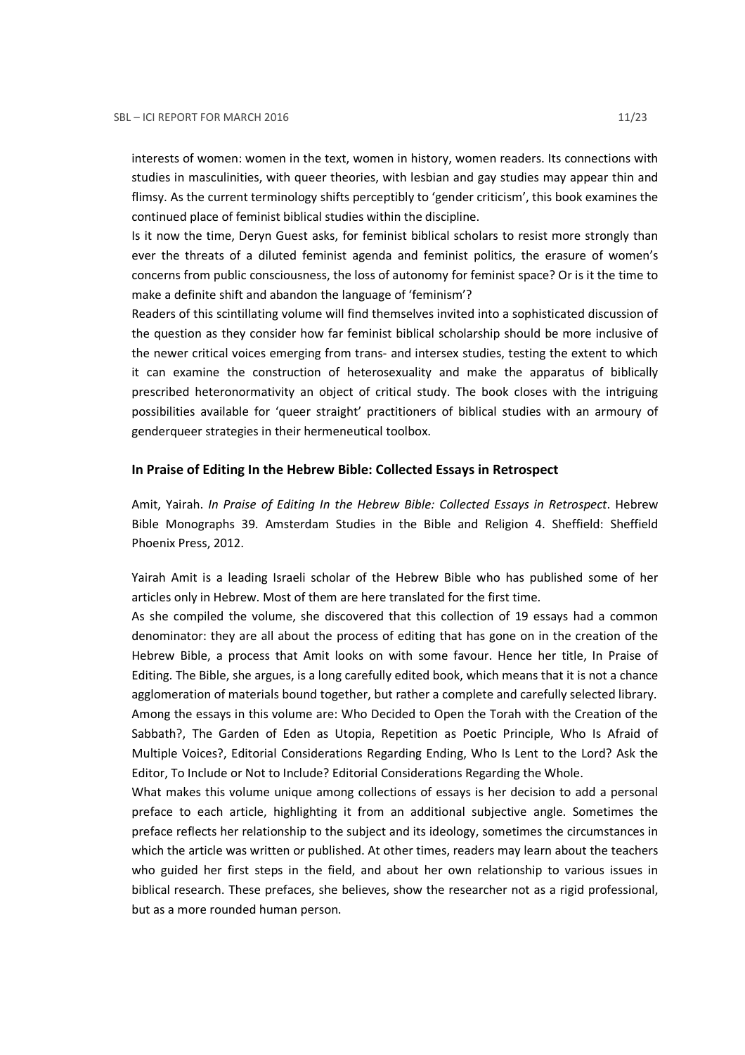interests of women: women in the text, women in history, women readers. Its connections with studies in masculinities, with queer theories, with lesbian and gay studies may appear thin and flimsy. As the current terminology shifts perceptibly to 'gender criticism', this book examines the continued place of feminist biblical studies within the discipline.

Is it now the time, Deryn Guest asks, for feminist biblical scholars to resist more strongly than ever the threats of a diluted feminist agenda and feminist politics, the erasure of women's concerns from public consciousness, the loss of autonomy for feminist space? Or is it the time to make a definite shift and abandon the language of 'feminism'?

Readers of this scintillating volume will find themselves invited into a sophisticated discussion of the question as they consider how far feminist biblical scholarship should be more inclusive of the newer critical voices emerging from trans- and intersex studies, testing the extent to which it can examine the construction of heterosexuality and make the apparatus of biblically prescribed heteronormativity an object of critical study. The book closes with the intriguing possibilities available for 'queer straight' practitioners of biblical studies with an armoury of genderqueer strategies in their hermeneutical toolbox.

### In Praise of Editing In the Hebrew Bible: Collected Essays in Retrospect

Amit, Yairah. *In Praise of Editing In the Hebrew Bible: Collected Essays in Retrospect*. Hebrew Bible Monographs 39. Amsterdam Studies in the Bible and Religion 4. Sheffield: Sheffield Phoenix Press, 2012.

Yairah Amit is a leading Israeli scholar of the Hebrew Bible who has published some of her articles only in Hebrew. Most of them are here translated for the first time.

As she compiled the volume, she discovered that this collection of 19 essays had a common denominator: they are all about the process of editing that has gone on in the creation of the Hebrew Bible, a process that Amit looks on with some favour. Hence her title, In Praise of Editing. The Bible, she argues, is a long carefully edited book, which means that it is not a chance agglomeration of materials bound together, but rather a complete and carefully selected library. Among the essays in this volume are: Who Decided to Open the Torah with the Creation of the Sabbath?, The Garden of Eden as Utopia, Repetition as Poetic Principle, Who Is Afraid of Multiple Voices?, Editorial Considerations Regarding Ending, Who Is Lent to the Lord? Ask the Editor, To Include or Not to Include? Editorial Considerations Regarding the Whole.

What makes this volume unique among collections of essays is her decision to add a personal preface to each article, highlighting it from an additional subjective angle. Sometimes the preface reflects her relationship to the subject and its ideology, sometimes the circumstances in which the article was written or published. At other times, readers may learn about the teachers who guided her first steps in the field, and about her own relationship to various issues in biblical research. These prefaces, she believes, show the researcher not as a rigid professional, but as a more rounded human person.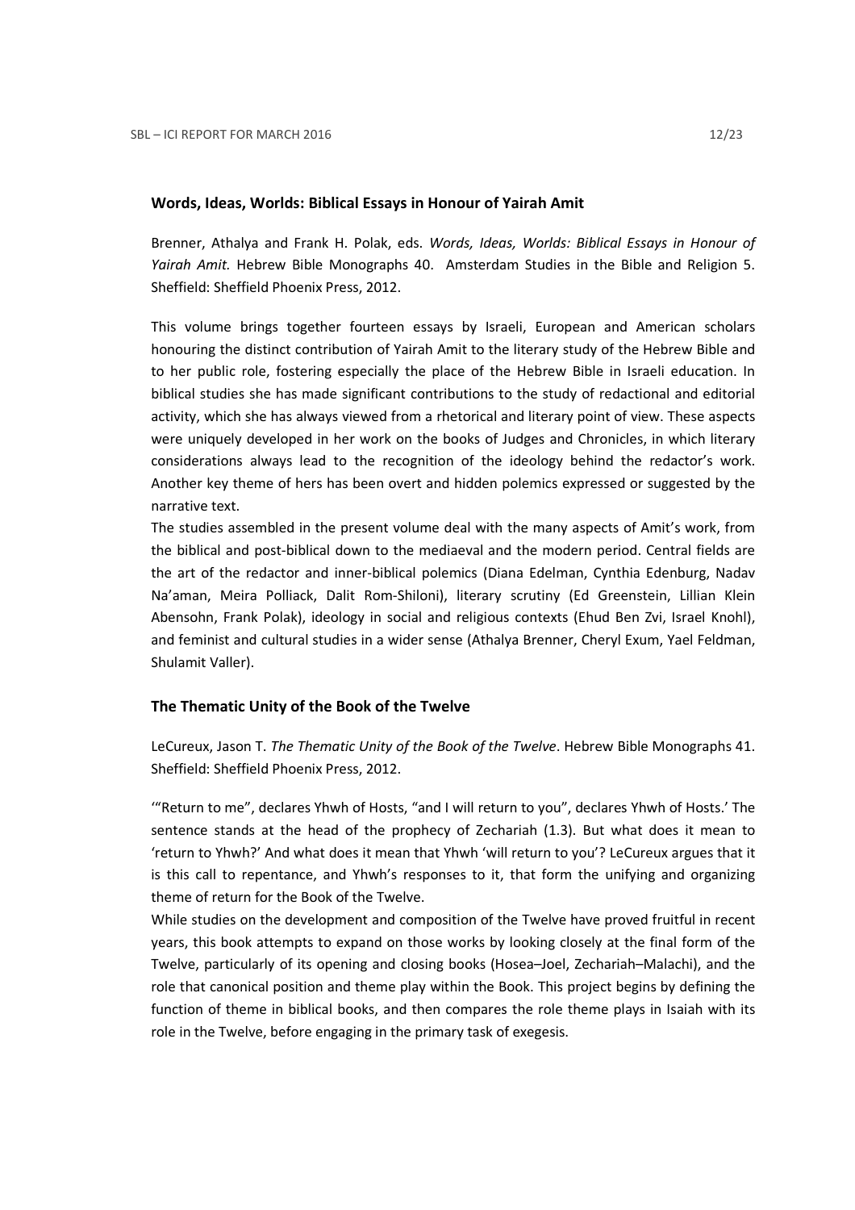### Words, Ideas, Worlds: Biblical Essays in Honour of Yairah Amit

Brenner, Athalya and Frank H. Polak, eds. *Words, Ideas, Worlds: Biblical Essays in Honour of Yairah Amit.* Hebrew Bible Monographs 40. Amsterdam Studies in the Bible and Religion 5. Sheffield: Sheffield Phoenix Press, 2012.

This volume brings together fourteen essays by Israeli, European and American scholars honouring the distinct contribution of Yairah Amit to the literary study of the Hebrew Bible and to her public role, fostering especially the place of the Hebrew Bible in Israeli education. In biblical studies she has made significant contributions to the study of redactional and editorial activity, which she has always viewed from a rhetorical and literary point of view. These aspects were uniquely developed in her work on the books of Judges and Chronicles, in which literary considerations always lead to the recognition of the ideology behind the redactor's work. Another key theme of hers has been overt and hidden polemics expressed or suggested by the narrative text.

The studies assembled in the present volume deal with the many aspects of Amit's work, from the biblical and post-biblical down to the mediaeval and the modern period. Central fields are the art of the redactor and inner-biblical polemics (Diana Edelman, Cynthia Edenburg, Nadav Na'aman, Meira Polliack, Dalit Rom-Shiloni), literary scrutiny (Ed Greenstein, Lillian Klein Abensohn, Frank Polak), ideology in social and religious contexts (Ehud Ben Zvi, Israel Knohl), and feminist and cultural studies in a wider sense (Athalya Brenner, Cheryl Exum, Yael Feldman, Shulamit Valler).

### The Thematic Unity of the Book of the Twelve

LeCureux, Jason T. *The Thematic Unity of the Book of the Twelve*. Hebrew Bible Monographs 41. Sheffield: Sheffield Phoenix Press, 2012.

'"Return to me", declares Yhwh of Hosts, "and I will return to you", declares Yhwh of Hosts.' The sentence stands at the head of the prophecy of Zechariah (1.3). But what does it mean to 'return to Yhwh?' And what does it mean that Yhwh 'will return to you'? LeCureux argues that it is this call to repentance, and Yhwh's responses to it, that form the unifying and organizing theme of return for the Book of the Twelve.

While studies on the development and composition of the Twelve have proved fruitful in recent years, this book attempts to expand on those works by looking closely at the final form of the Twelve, particularly of its opening and closing books (Hosea–Joel, Zechariah–Malachi), and the role that canonical position and theme play within the Book. This project begins by defining the function of theme in biblical books, and then compares the role theme plays in Isaiah with its role in the Twelve, before engaging in the primary task of exegesis.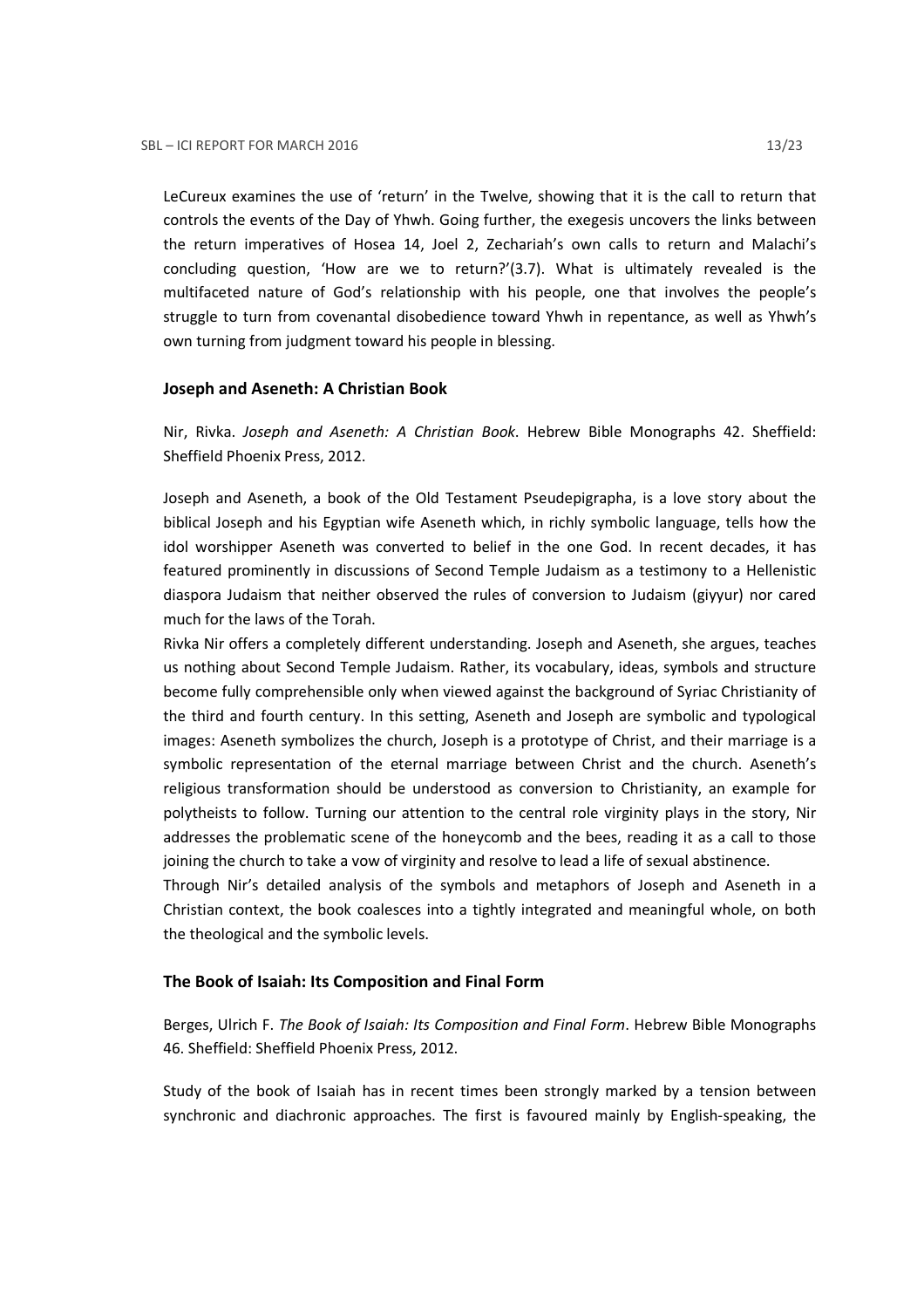LeCureux examines the use of 'return' in the Twelve, showing that it is the call to return that controls the events of the Day of Yhwh. Going further, the exegesis uncovers the links between the return imperatives of Hosea 14, Joel 2, Zechariah's own calls to return and Malachi's concluding question, 'How are we to return?'(3.7). What is ultimately revealed is the multifaceted nature of God's relationship with his people, one that involves the people's struggle to turn from covenantal disobedience toward Yhwh in repentance, as well as Yhwh's own turning from judgment toward his people in blessing.

### Joseph and Aseneth: A Christian Book

Nir, Rivka. *Joseph and Aseneth: A Christian Book*. Hebrew Bible Monographs 42. Sheffield: Sheffield Phoenix Press, 2012.

Joseph and Aseneth, a book of the Old Testament Pseudepigrapha, is a love story about the biblical Joseph and his Egyptian wife Aseneth which, in richly symbolic language, tells how the idol worshipper Aseneth was converted to belief in the one God. In recent decades, it has featured prominently in discussions of Second Temple Judaism as a testimony to a Hellenistic diaspora Judaism that neither observed the rules of conversion to Judaism (giyyur) nor cared much for the laws of the Torah.

Rivka Nir offers a completely different understanding. Joseph and Aseneth, she argues, teaches us nothing about Second Temple Judaism. Rather, its vocabulary, ideas, symbols and structure become fully comprehensible only when viewed against the background of Syriac Christianity of the third and fourth century. In this setting, Aseneth and Joseph are symbolic and typological images: Aseneth symbolizes the church, Joseph is a prototype of Christ, and their marriage is a symbolic representation of the eternal marriage between Christ and the church. Aseneth's religious transformation should be understood as conversion to Christianity, an example for polytheists to follow. Turning our attention to the central role virginity plays in the story, Nir addresses the problematic scene of the honeycomb and the bees, reading it as a call to those joining the church to take a vow of virginity and resolve to lead a life of sexual abstinence.

Through Nir's detailed analysis of the symbols and metaphors of Joseph and Aseneth in a Christian context, the book coalesces into a tightly integrated and meaningful whole, on both the theological and the symbolic levels.

### The Book of Isaiah: Its Composition and Final Form

Berges, Ulrich F. *The Book of Isaiah: Its Composition and Final Form*. Hebrew Bible Monographs 46. Sheffield: Sheffield Phoenix Press, 2012.

Study of the book of Isaiah has in recent times been strongly marked by a tension between synchronic and diachronic approaches. The first is favoured mainly by English-speaking, the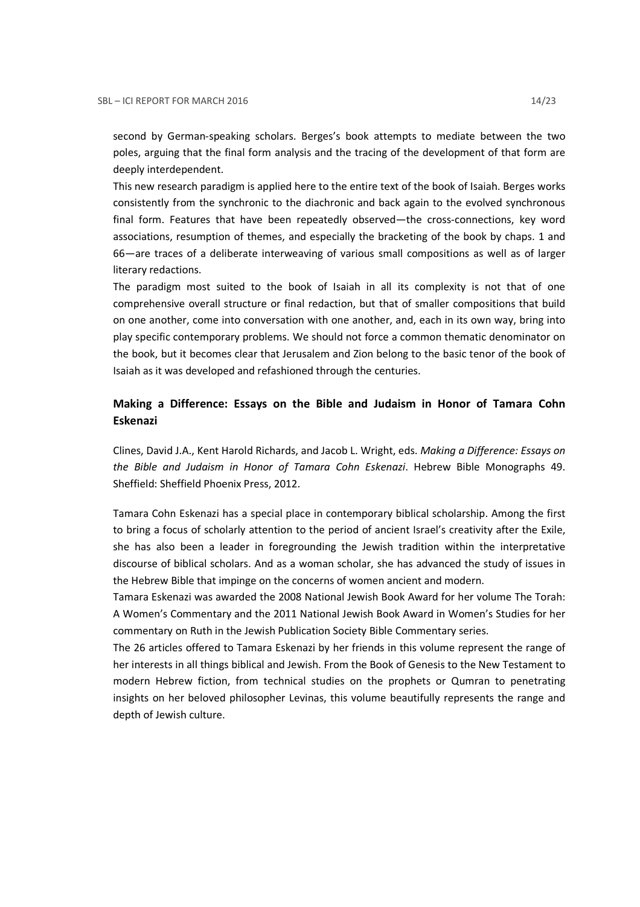second by German-speaking scholars. Berges's book attempts to mediate between the two poles, arguing that the final form analysis and the tracing of the development of that form are deeply interdependent.

This new research paradigm is applied here to the entire text of the book of Isaiah. Berges works consistently from the synchronic to the diachronic and back again to the evolved synchronous final form. Features that have been repeatedly observed—the cross-connections, key word associations, resumption of themes, and especially the bracketing of the book by chaps. 1 and 66—are traces of a deliberate interweaving of various small compositions as well as of larger literary redactions.

The paradigm most suited to the book of Isaiah in all its complexity is not that of one comprehensive overall structure or final redaction, but that of smaller compositions that build on one another, come into conversation with one another, and, each in its own way, bring into play specific contemporary problems. We should not force a common thematic denominator on the book, but it becomes clear that Jerusalem and Zion belong to the basic tenor of the book of Isaiah as it was developed and refashioned through the centuries.

## Making a Difference: Essays on the Bible and Judaism in Honor of Tamara Cohn Eskenazi

Clines, David J.A., Kent Harold Richards, and Jacob L. Wright, eds. *Making a Difference: Essays on the Bible and Judaism in Honor of Tamara Cohn Eskenazi*. Hebrew Bible Monographs 49. Sheffield: Sheffield Phoenix Press, 2012.

Tamara Cohn Eskenazi has a special place in contemporary biblical scholarship. Among the first to bring a focus of scholarly attention to the period of ancient Israel's creativity after the Exile, she has also been a leader in foregrounding the Jewish tradition within the interpretative discourse of biblical scholars. And as a woman scholar, she has advanced the study of issues in the Hebrew Bible that impinge on the concerns of women ancient and modern.

Tamara Eskenazi was awarded the 2008 National Jewish Book Award for her volume The Torah: A Women's Commentary and the 2011 National Jewish Book Award in Women's Studies for her commentary on Ruth in the Jewish Publication Society Bible Commentary series.

The 26 articles offered to Tamara Eskenazi by her friends in this volume represent the range of her interests in all things biblical and Jewish. From the Book of Genesis to the New Testament to modern Hebrew fiction, from technical studies on the prophets or Qumran to penetrating insights on her beloved philosopher Levinas, this volume beautifully represents the range and depth of Jewish culture.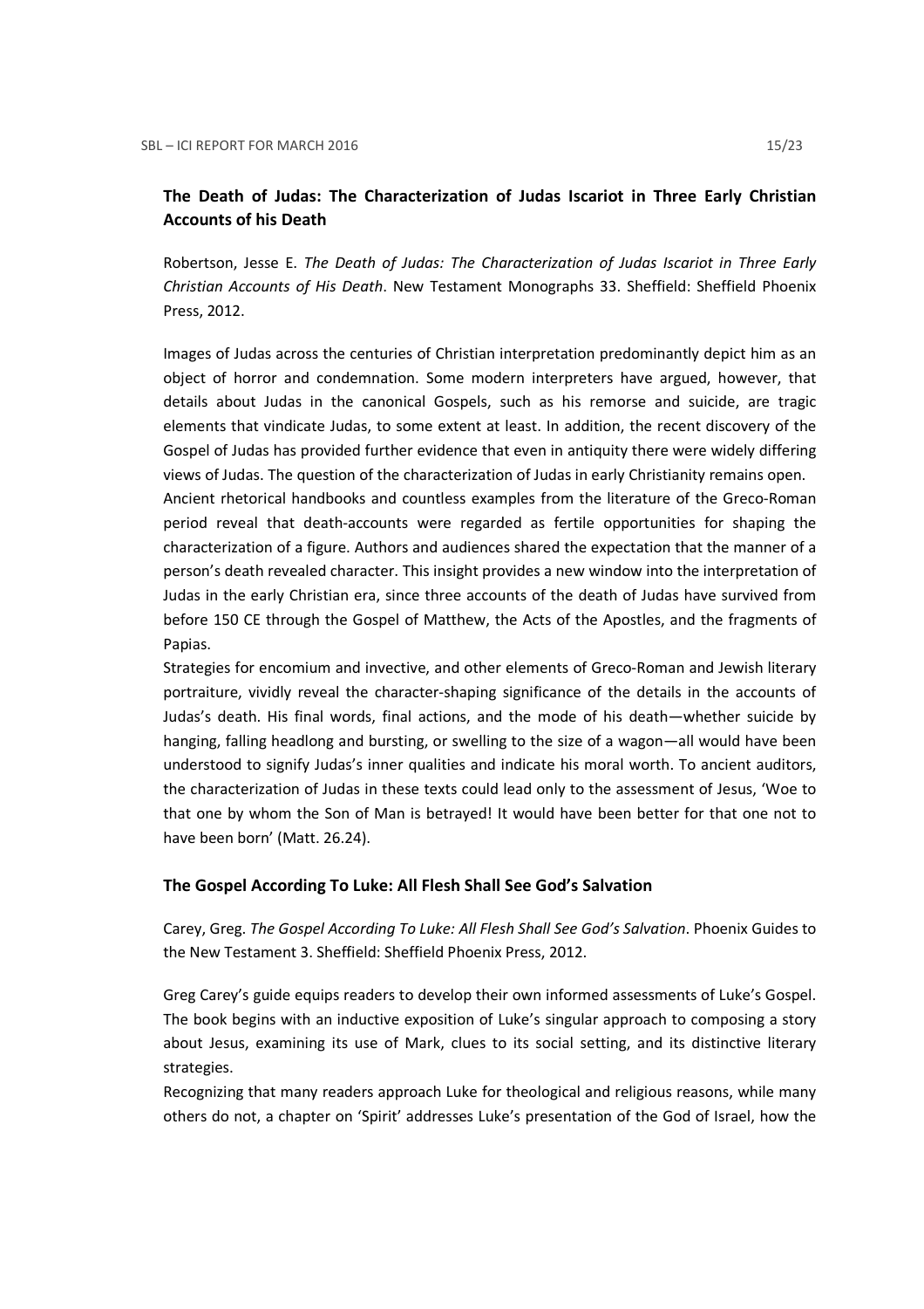## The Death of Judas: The Characterization of Judas Iscariot in Three Early Christian Accounts of his Death

Robertson, Jesse E. *The Death of Judas: The Characterization of Judas Iscariot in Three Early Christian Accounts of His Death*. New Testament Monographs 33. Sheffield: Sheffield Phoenix Press, 2012.

Images of Judas across the centuries of Christian interpretation predominantly depict him as an object of horror and condemnation. Some modern interpreters have argued, however, that details about Judas in the canonical Gospels, such as his remorse and suicide, are tragic elements that vindicate Judas, to some extent at least. In addition, the recent discovery of the Gospel of Judas has provided further evidence that even in antiquity there were widely differing views of Judas. The question of the characterization of Judas in early Christianity remains open.

Ancient rhetorical handbooks and countless examples from the literature of the Greco-Roman period reveal that death-accounts were regarded as fertile opportunities for shaping the characterization of a figure. Authors and audiences shared the expectation that the manner of a person's death revealed character. This insight provides a new window into the interpretation of Judas in the early Christian era, since three accounts of the death of Judas have survived from before 150 CE through the Gospel of Matthew, the Acts of the Apostles, and the fragments of Papias.

Strategies for encomium and invective, and other elements of Greco-Roman and Jewish literary portraiture, vividly reveal the character-shaping significance of the details in the accounts of Judas's death. His final words, final actions, and the mode of his death—whether suicide by hanging, falling headlong and bursting, or swelling to the size of a wagon—all would have been understood to signify Judas's inner qualities and indicate his moral worth. To ancient auditors, the characterization of Judas in these texts could lead only to the assessment of Jesus, 'Woe to that one by whom the Son of Man is betrayed! It would have been better for that one not to have been born' (Matt. 26.24).

## The Gospel According To Luke: All Flesh Shall See God's Salvation

Carey, Greg. *The Gospel According To Luke: All Flesh Shall See God's Salvation*. Phoenix Guides to the New Testament 3. Sheffield: Sheffield Phoenix Press, 2012.

Greg Carey's guide equips readers to develop their own informed assessments of Luke's Gospel. The book begins with an inductive exposition of Luke's singular approach to composing a story about Jesus, examining its use of Mark, clues to its social setting, and its distinctive literary strategies.

Recognizing that many readers approach Luke for theological and religious reasons, while many others do not, a chapter on 'Spirit' addresses Luke's presentation of the God of Israel, how the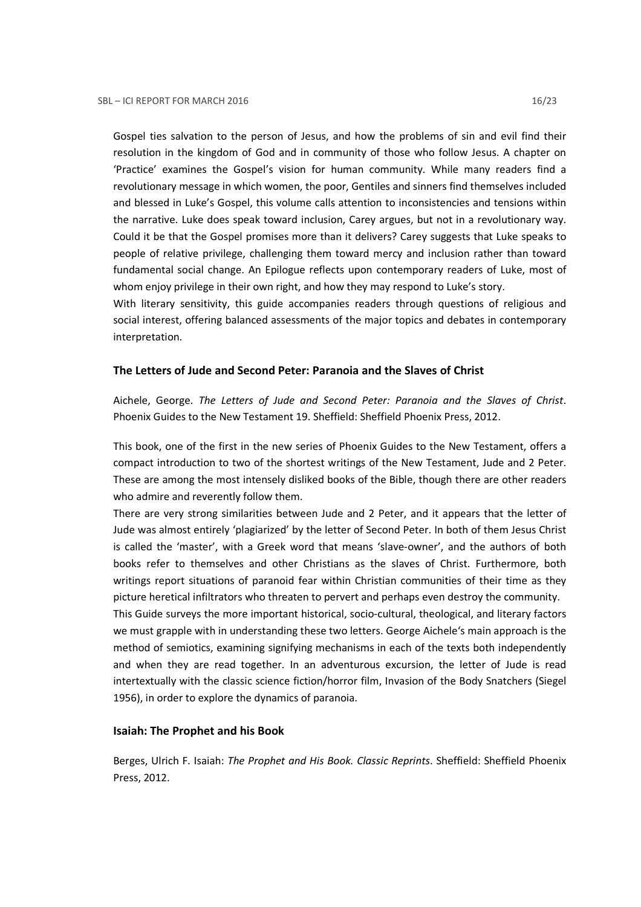Gospel ties salvation to the person of Jesus, and how the problems of sin and evil find their resolution in the kingdom of God and in community of those who follow Jesus. A chapter on 'Practice' examines the Gospel's vision for human community. While many readers find a revolutionary message in which women, the poor, Gentiles and sinners find themselves included and blessed in Luke's Gospel, this volume calls attention to inconsistencies and tensions within the narrative. Luke does speak toward inclusion, Carey argues, but not in a revolutionary way. Could it be that the Gospel promises more than it delivers? Carey suggests that Luke speaks to people of relative privilege, challenging them toward mercy and inclusion rather than toward fundamental social change. An Epilogue reflects upon contemporary readers of Luke, most of whom enjoy privilege in their own right, and how they may respond to Luke's story.

With literary sensitivity, this guide accompanies readers through questions of religious and social interest, offering balanced assessments of the major topics and debates in contemporary interpretation.

### The Letters of Jude and Second Peter: Paranoia and the Slaves of Christ

Aichele, George. *The Letters of Jude and Second Peter: Paranoia and the Slaves of Christ*. Phoenix Guides to the New Testament 19. Sheffield: Sheffield Phoenix Press, 2012.

This book, one of the first in the new series of Phoenix Guides to the New Testament, offers a compact introduction to two of the shortest writings of the New Testament, Jude and 2 Peter. These are among the most intensely disliked books of the Bible, though there are other readers who admire and reverently follow them.

There are very strong similarities between Jude and 2 Peter, and it appears that the letter of Jude was almost entirely 'plagiarized' by the letter of Second Peter. In both of them Jesus Christ is called the 'master', with a Greek word that means 'slave-owner', and the authors of both books refer to themselves and other Christians as the slaves of Christ. Furthermore, both writings report situations of paranoid fear within Christian communities of their time as they picture heretical infiltrators who threaten to pervert and perhaps even destroy the community.

This Guide surveys the more important historical, socio-cultural, theological, and literary factors we must grapple with in understanding these two letters. George Aichele's main approach is the method of semiotics, examining signifying mechanisms in each of the texts both independently and when they are read together. In an adventurous excursion, the letter of Jude is read intertextually with the classic science fiction/horror film, Invasion of the Body Snatchers (Siegel 1956), in order to explore the dynamics of paranoia.

### Isaiah: The Prophet and his Book

Berges, Ulrich F. Isaiah: *The Prophet and His Book. Classic Reprints*. Sheffield: Sheffield Phoenix Press, 2012.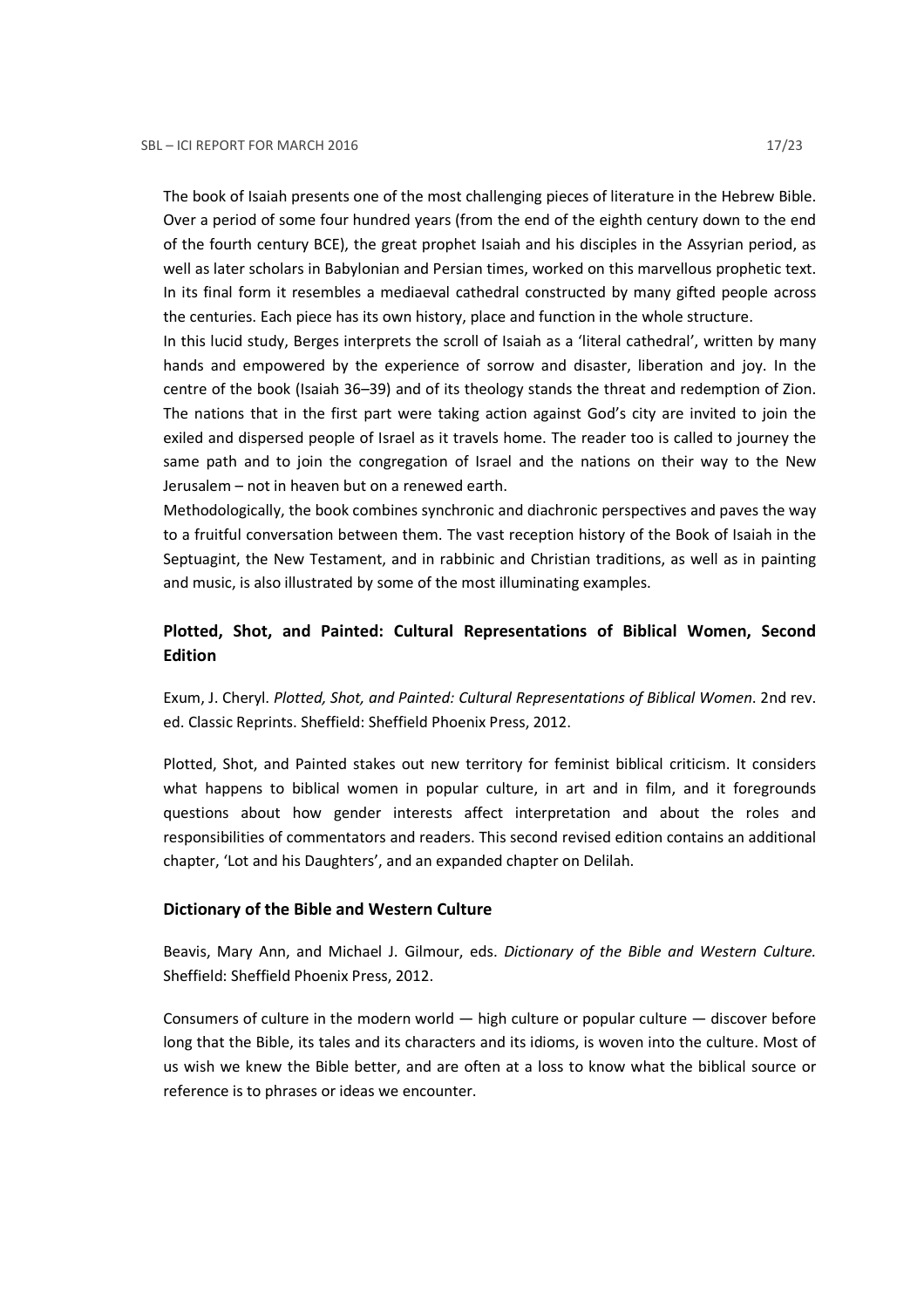The book of Isaiah presents one of the most challenging pieces of literature in the Hebrew Bible. Over a period of some four hundred years (from the end of the eighth century down to the end of the fourth century BCE), the great prophet Isaiah and his disciples in the Assyrian period, as well as later scholars in Babylonian and Persian times, worked on this marvellous prophetic text. In its final form it resembles a mediaeval cathedral constructed by many gifted people across the centuries. Each piece has its own history, place and function in the whole structure.

In this lucid study, Berges interprets the scroll of Isaiah as a 'literal cathedral', written by many hands and empowered by the experience of sorrow and disaster, liberation and joy. In the centre of the book (Isaiah 36–39) and of its theology stands the threat and redemption of Zion. The nations that in the first part were taking action against God's city are invited to join the exiled and dispersed people of Israel as it travels home. The reader too is called to journey the same path and to join the congregation of Israel and the nations on their way to the New Jerusalem – not in heaven but on a renewed earth.

Methodologically, the book combines synchronic and diachronic perspectives and paves the way to a fruitful conversation between them. The vast reception history of the Book of Isaiah in the Septuagint, the New Testament, and in rabbinic and Christian traditions, as well as in painting and music, is also illustrated by some of the most illuminating examples.

### Plotted, Shot, and Painted: Cultural Representations of Biblical Women, Second Edition

Exum, J. Cheryl. *Plotted, Shot, and Painted: Cultural Representations of Biblical Women*. 2nd rev. ed. Classic Reprints. Sheffield: Sheffield Phoenix Press, 2012.

Plotted, Shot, and Painted stakes out new territory for feminist biblical criticism. It considers what happens to biblical women in popular culture, in art and in film, and it foregrounds questions about how gender interests affect interpretation and about the roles and responsibilities of commentators and readers. This second revised edition contains an additional chapter, 'Lot and his Daughters', and an expanded chapter on Delilah.

### Dictionary of the Bible and Western Culture

Beavis, Mary Ann, and Michael J. Gilmour, eds. *Dictionary of the Bible and Western Culture.* Sheffield: Sheffield Phoenix Press, 2012.

Consumers of culture in the modern world — high culture or popular culture — discover before long that the Bible, its tales and its characters and its idioms, is woven into the culture. Most of us wish we knew the Bible better, and are often at a loss to know what the biblical source or reference is to phrases or ideas we encounter.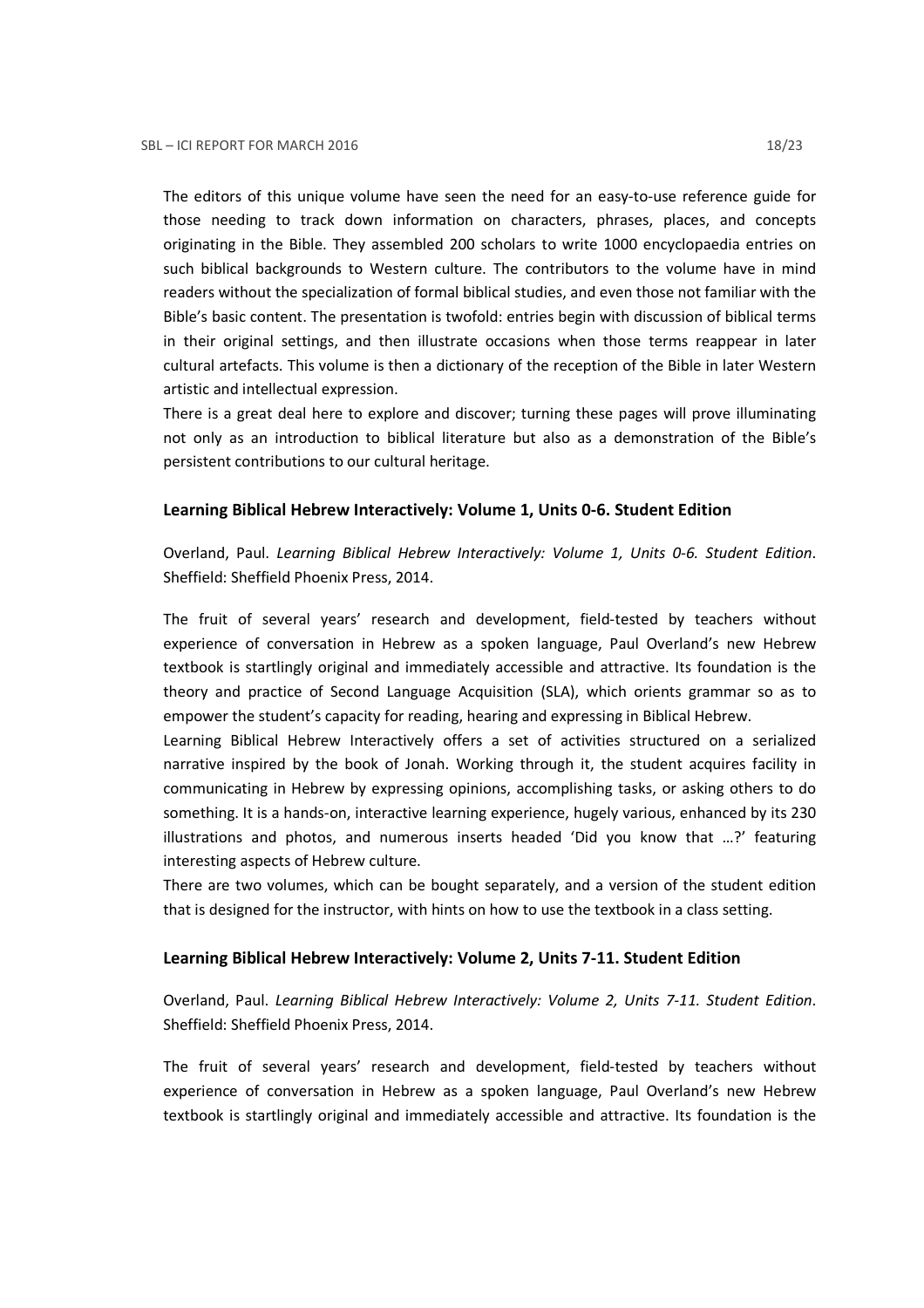The editors of this unique volume have seen the need for an easy-to-use reference guide for those needing to track down information on characters, phrases, places, and concepts originating in the Bible. They assembled 200 scholars to write 1000 encyclopaedia entries on such biblical backgrounds to Western culture. The contributors to the volume have in mind readers without the specialization of formal biblical studies, and even those not familiar with the Bible's basic content. The presentation is twofold: entries begin with discussion of biblical terms in their original settings, and then illustrate occasions when those terms reappear in later cultural artefacts. This volume is then a dictionary of the reception of the Bible in later Western artistic and intellectual expression.

There is a great deal here to explore and discover; turning these pages will prove illuminating not only as an introduction to biblical literature but also as a demonstration of the Bible's persistent contributions to our cultural heritage.

### Learning Biblical Hebrew Interactively: Volume 1, Units 0-6. Student Edition

Overland, Paul. *Learning Biblical Hebrew Interactively: Volume 1, Units 0-6. Student Edition*. Sheffield: Sheffield Phoenix Press, 2014.

The fruit of several years' research and development, field-tested by teachers without experience of conversation in Hebrew as a spoken language, Paul Overland's new Hebrew textbook is startlingly original and immediately accessible and attractive. Its foundation is the theory and practice of Second Language Acquisition (SLA), which orients grammar so as to empower the student's capacity for reading, hearing and expressing in Biblical Hebrew.

Learning Biblical Hebrew Interactively offers a set of activities structured on a serialized narrative inspired by the book of Jonah. Working through it, the student acquires facility in communicating in Hebrew by expressing opinions, accomplishing tasks, or asking others to do something. It is a hands-on, interactive learning experience, hugely various, enhanced by its 230 illustrations and photos, and numerous inserts headed 'Did you know that …?' featuring interesting aspects of Hebrew culture.

There are two volumes, which can be bought separately, and a version of the student edition that is designed for the instructor, with hints on how to use the textbook in a class setting.

### Learning Biblical Hebrew Interactively: Volume 2, Units 7-11. Student Edition

Overland, Paul. *Learning Biblical Hebrew Interactively: Volume 2, Units 7-11. Student Edition*. Sheffield: Sheffield Phoenix Press, 2014.

The fruit of several years' research and development, field-tested by teachers without experience of conversation in Hebrew as a spoken language, Paul Overland's new Hebrew textbook is startlingly original and immediately accessible and attractive. Its foundation is the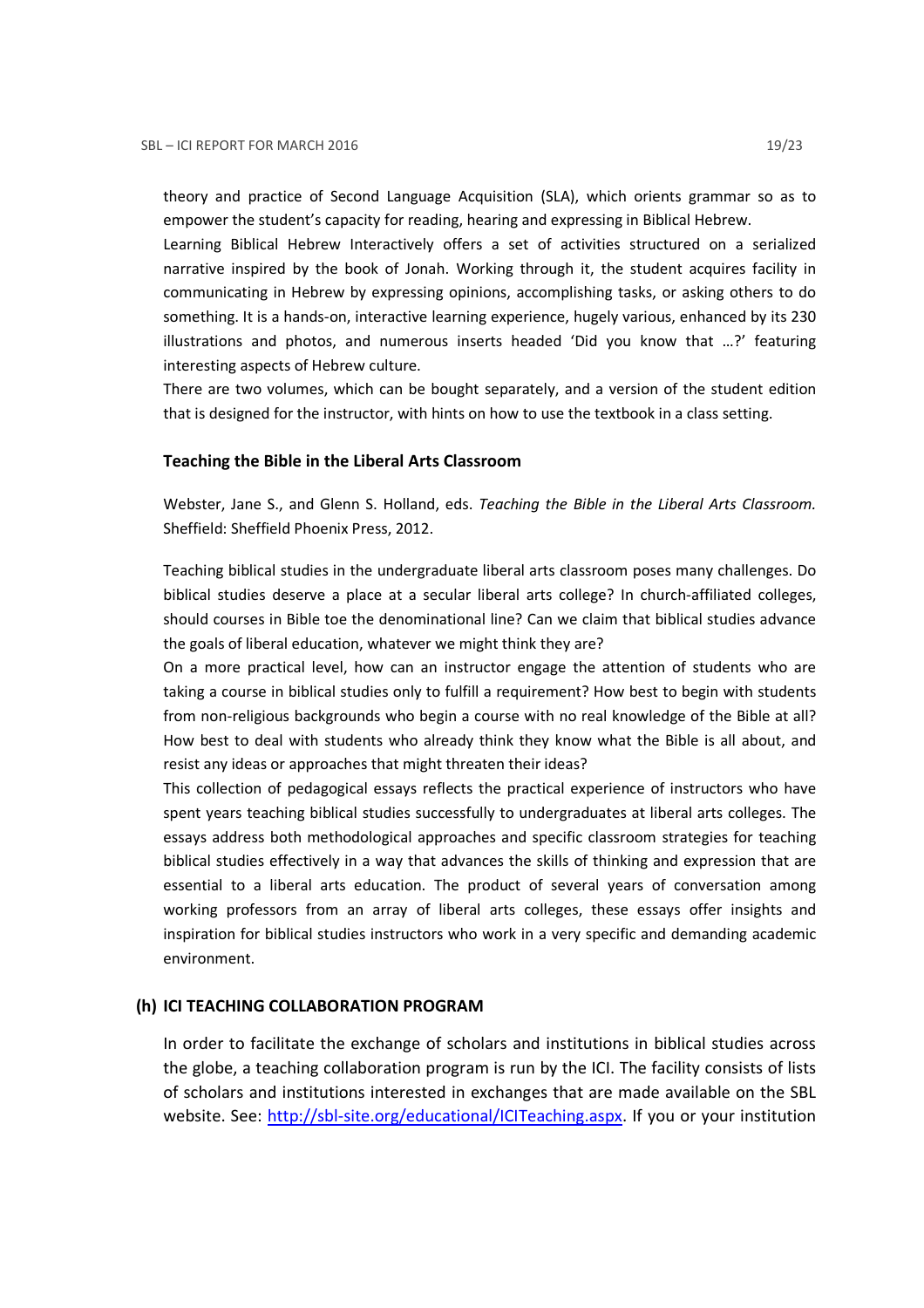theory and practice of Second Language Acquisition (SLA), which orients grammar so as to empower the student's capacity for reading, hearing and expressing in Biblical Hebrew.

Learning Biblical Hebrew Interactively offers a set of activities structured on a serialized narrative inspired by the book of Jonah. Working through it, the student acquires facility in communicating in Hebrew by expressing opinions, accomplishing tasks, or asking others to do something. It is a hands-on, interactive learning experience, hugely various, enhanced by its 230 illustrations and photos, and numerous inserts headed 'Did you know that …?' featuring interesting aspects of Hebrew culture.

There are two volumes, which can be bought separately, and a version of the student edition that is designed for the instructor, with hints on how to use the textbook in a class setting.

### Teaching the Bible in the Liberal Arts Classroom

Webster, Jane S., and Glenn S. Holland, eds. *Teaching the Bible in the Liberal Arts Classroom.* Sheffield: Sheffield Phoenix Press, 2012.

Teaching biblical studies in the undergraduate liberal arts classroom poses many challenges. Do biblical studies deserve a place at a secular liberal arts college? In church-affiliated colleges, should courses in Bible toe the denominational line? Can we claim that biblical studies advance the goals of liberal education, whatever we might think they are?

On a more practical level, how can an instructor engage the attention of students who are taking a course in biblical studies only to fulfill a requirement? How best to begin with students from non-religious backgrounds who begin a course with no real knowledge of the Bible at all? How best to deal with students who already think they know what the Bible is all about, and resist any ideas or approaches that might threaten their ideas?

This collection of pedagogical essays reflects the practical experience of instructors who have spent years teaching biblical studies successfully to undergraduates at liberal arts colleges. The essays address both methodological approaches and specific classroom strategies for teaching biblical studies effectively in a way that advances the skills of thinking and expression that are essential to a liberal arts education. The product of several years of conversation among working professors from an array of liberal arts colleges, these essays offer insights and inspiration for biblical studies instructors who work in a very specific and demanding academic environment.

## (h) ICI TEACHING COLLABORATION PROGRAM

In order to facilitate the exchange of scholars and institutions in biblical studies across the globe, a teaching collaboration program is run by the ICI. The facility consists of lists of scholars and institutions interested in exchanges that are made available on the SBL website. See: http://sbl-site.org/educational/ICITeaching.aspx. If you or your institution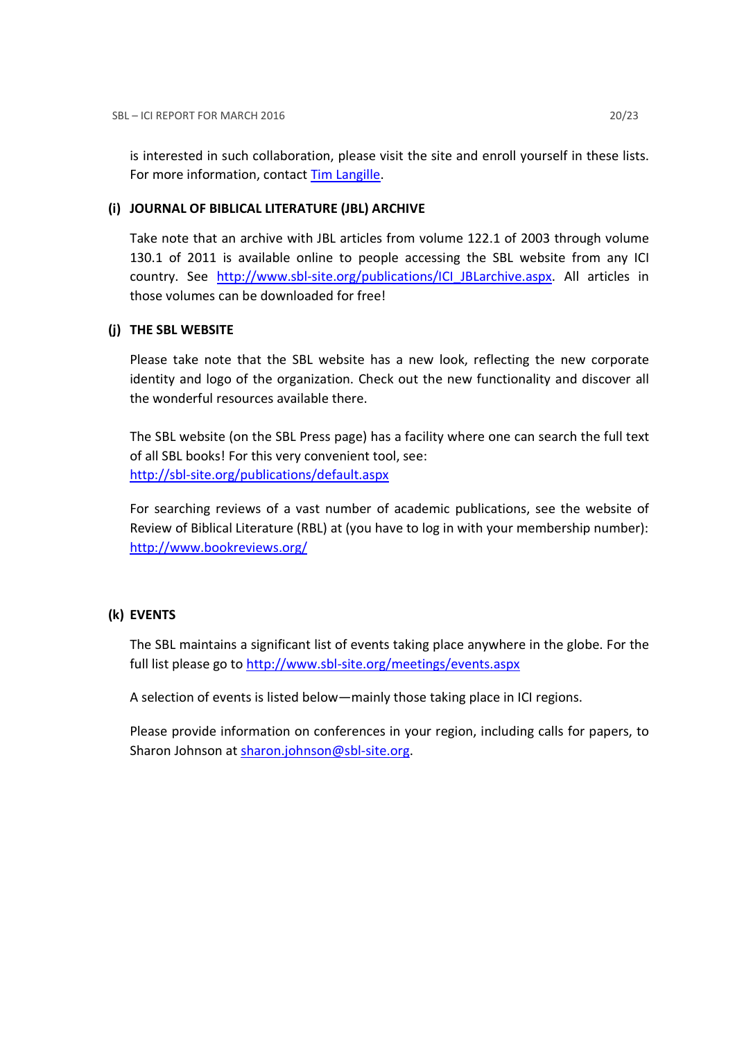is interested in such collaboration, please visit the site and enroll yourself in these lists. For more information, contact Tim Langille.

### (i) JOURNAL OF BIBLICAL LITERATURE (JBL) ARCHIVE

Take note that an archive with JBL articles from volume 122.1 of 2003 through volume 130.1 of 2011 is available online to people accessing the SBL website from any ICI country. See http://www.sbl-site.org/publications/ICI_JBLarchive.aspx. All articles in those volumes can be downloaded for free!

### (j) THE SBL WEBSITE

Please take note that the SBL website has a new look, reflecting the new corporate identity and logo of the organization. Check out the new functionality and discover all the wonderful resources available there.

The SBL website (on the SBL Press page) has a facility where one can search the full text of all SBL books! For this very convenient tool, see:
http://sbl-site.org/publications/default.aspx

For searching reviews of a vast number of academic publications, see the website of Review of Biblical Literature (RBL) at (you have to log in with your membership number):
http://www.bookreviews.org/

### (k) EVENTS

The SBL maintains a significant list of events taking place anywhere in the globe. For the full list please go to http://www.sbl-site.org/meetings/events.aspx

A selection of events is listed below—mainly those taking place in ICI regions.

Please provide information on conferences in your region, including calls for papers, to Sharon Johnson at sharon.johnson@sbl-site.org.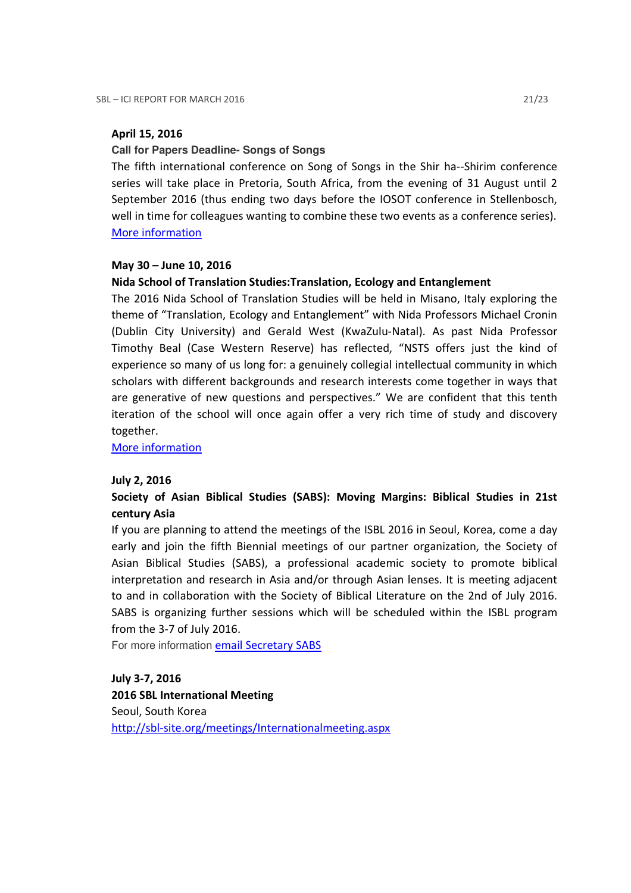**April 15, 2016**

**Call for Papers Deadline- Songs of Songs**

The fifth international conference on Song of Songs in the Shir ha--Shirim conference series will take place in Pretoria, South Africa, from the evening of 31 August until 2 September 2016 (thus ending two days before the IOSOT conference in Stellenbosch, well in time for colleagues wanting to combine these two events as a conference series).

More information

**May 30 – June 10, 2016**

**Nida School of Translation Studies:Translation, Ecology and Entanglement**

The 2016 Nida School of Translation Studies will be held in Misano, Italy exploring the theme of "Translation, Ecology and Entanglement" with Nida Professors Michael Cronin (Dublin City University) and Gerald West (KwaZulu-Natal). As past Nida Professor Timothy Beal (Case Western Reserve) has reflected, "NSTS offers just the kind of experience so many of us long for: a genuinely collegial intellectual community in which scholars with different backgrounds and research interests come together in ways that are generative of new questions and perspectives." We are confident that this tenth iteration of the school will once again offer a very rich time of study and discovery together.

More information

**July 2, 2016**

**Society of Asian Biblical Studies (SABS): Moving Margins: Biblical Studies in 21st century Asia**

If you are planning to attend the meetings of the ISBL 2016 in Seoul, Korea, come a day early and join the fifth Biennial meetings of our partner organization, the Society of Asian Biblical Studies (SABS), a professional academic society to promote biblical interpretation and research in Asia and/or through Asian lenses. It is meeting adjacent to and in collaboration with the Society of Biblical Literature on the 2nd of July 2016. SABS is organizing further sessions which will be scheduled within the ISBL program from the 3-7 of July 2016.

For more information email Secretary SABS

**July 3-7, 2016**

**2016 SBL International Meeting**

Seoul, South Korea

http://sbl-site.org/meetings/Internationalmeeting.aspx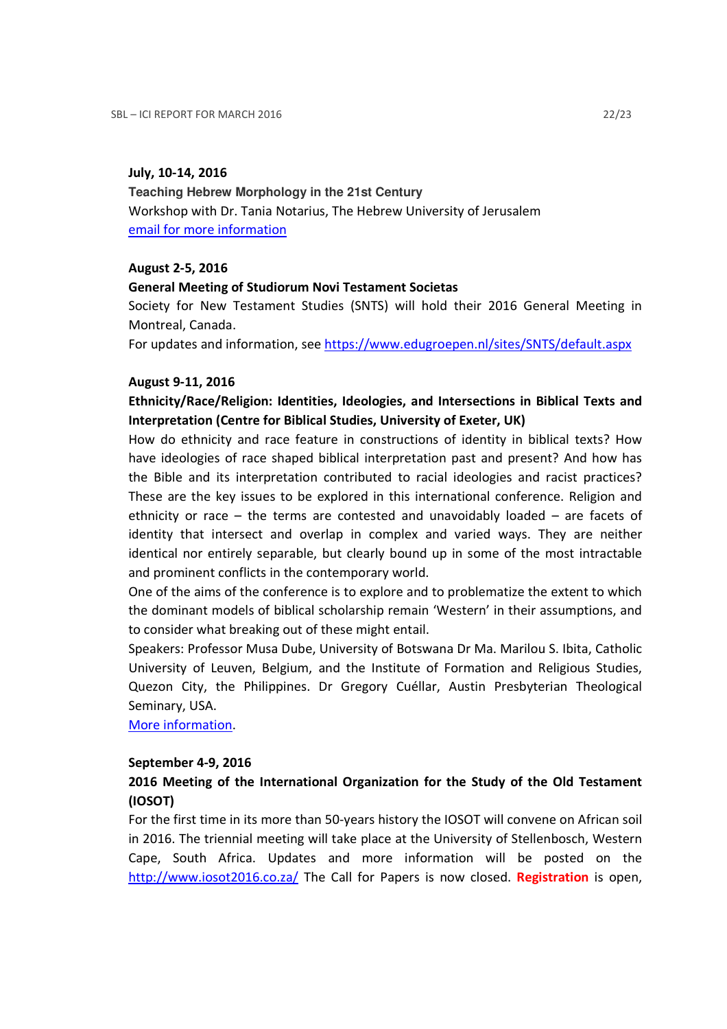**July, 10-14, 2016**

**Teaching Hebrew Morphology in the 21st Century**

Workshop with Dr. Tania Notarius, The Hebrew University of Jerusalem

email for more information

**August 2-5, 2016**

**General Meeting of Studiorum Novi Testament Societas**

Society for New Testament Studies (SNTS) will hold their 2016 General Meeting in Montreal, Canada.

For updates and information, see https://www.edugroepen.nl/sites/SNTS/default.aspx

**August 9-11, 2016**

**Ethnicity/Race/Religion: Identities, Ideologies, and Intersections in Biblical Texts and Interpretation (Centre for Biblical Studies, University of Exeter, UK)**

How do ethnicity and race feature in constructions of identity in biblical texts? How have ideologies of race shaped biblical interpretation past and present? And how has the Bible and its interpretation contributed to racial ideologies and racist practices? These are the key issues to be explored in this international conference. Religion and ethnicity or race – the terms are contested and unavoidably loaded – are facets of identity that intersect and overlap in complex and varied ways. They are neither identical nor entirely separable, but clearly bound up in some of the most intractable and prominent conflicts in the contemporary world.

One of the aims of the conference is to explore and to problematize the extent to which the dominant models of biblical scholarship remain 'Western' in their assumptions, and to consider what breaking out of these might entail.

Speakers: Professor Musa Dube, University of Botswana Dr Ma. Marilou S. Ibita, Catholic University of Leuven, Belgium, and the Institute of Formation and Religious Studies, Quezon City, the Philippines. Dr Gregory Cuéllar, Austin Presbyterian Theological Seminary, USA.

More information.

**September 4-9, 2016**

**2016 Meeting of the International Organization for the Study of the Old Testament (IOSOT)**

For the first time in its more than 50-years history the IOSOT will convene on African soil in 2016. The triennial meeting will take place at the University of Stellenbosch, Western Cape, South Africa. Updates and more information will be posted on the http://www.iosot2016.co.za/ The Call for Papers is now closed. **Registration** is open,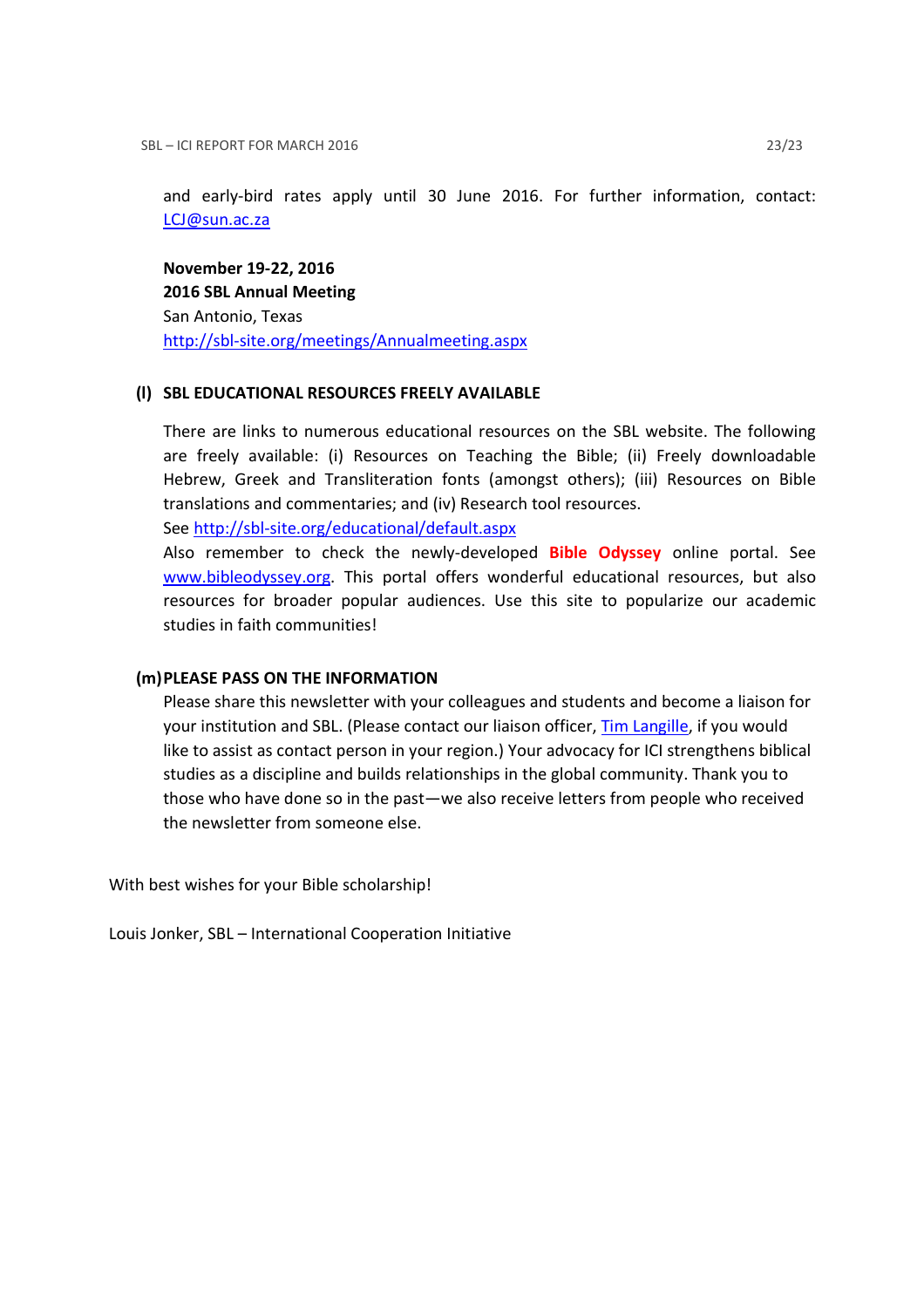and early-bird rates apply until 30 June 2016. For further information, contact: LCJ@sun.ac.za

**November 19-22, 2016**
**2016 SBL Annual Meeting**
San Antonio, Texas
http://sbl-site.org/meetings/Annualmeeting.aspx

### (l) SBL EDUCATIONAL RESOURCES FREELY AVAILABLE

There are links to numerous educational resources on the SBL website. The following are freely available: (i) Resources on Teaching the Bible; (ii) Freely downloadable Hebrew, Greek and Transliteration fonts (amongst others); (iii) Resources on Bible translations and commentaries; and (iv) Research tool resources.
See http://sbl-site.org/educational/default.aspx
Also remember to check the newly-developed **Bible Odyssey** online portal. See www.bibleodyssey.org. This portal offers wonderful educational resources, but also resources for broader popular audiences. Use this site to popularize our academic studies in faith communities!

### (m) PLEASE PASS ON THE INFORMATION

Please share this newsletter with your colleagues and students and become a liaison for your institution and SBL. (Please contact our liaison officer, Tim Langille, if you would like to assist as contact person in your region.) Your advocacy for ICI strengthens biblical studies as a discipline and builds relationships in the global community. Thank you to those who have done so in the past—we also receive letters from people who received the newsletter from someone else.

With best wishes for your Bible scholarship!

Louis Jonker, SBL – International Cooperation Initiative